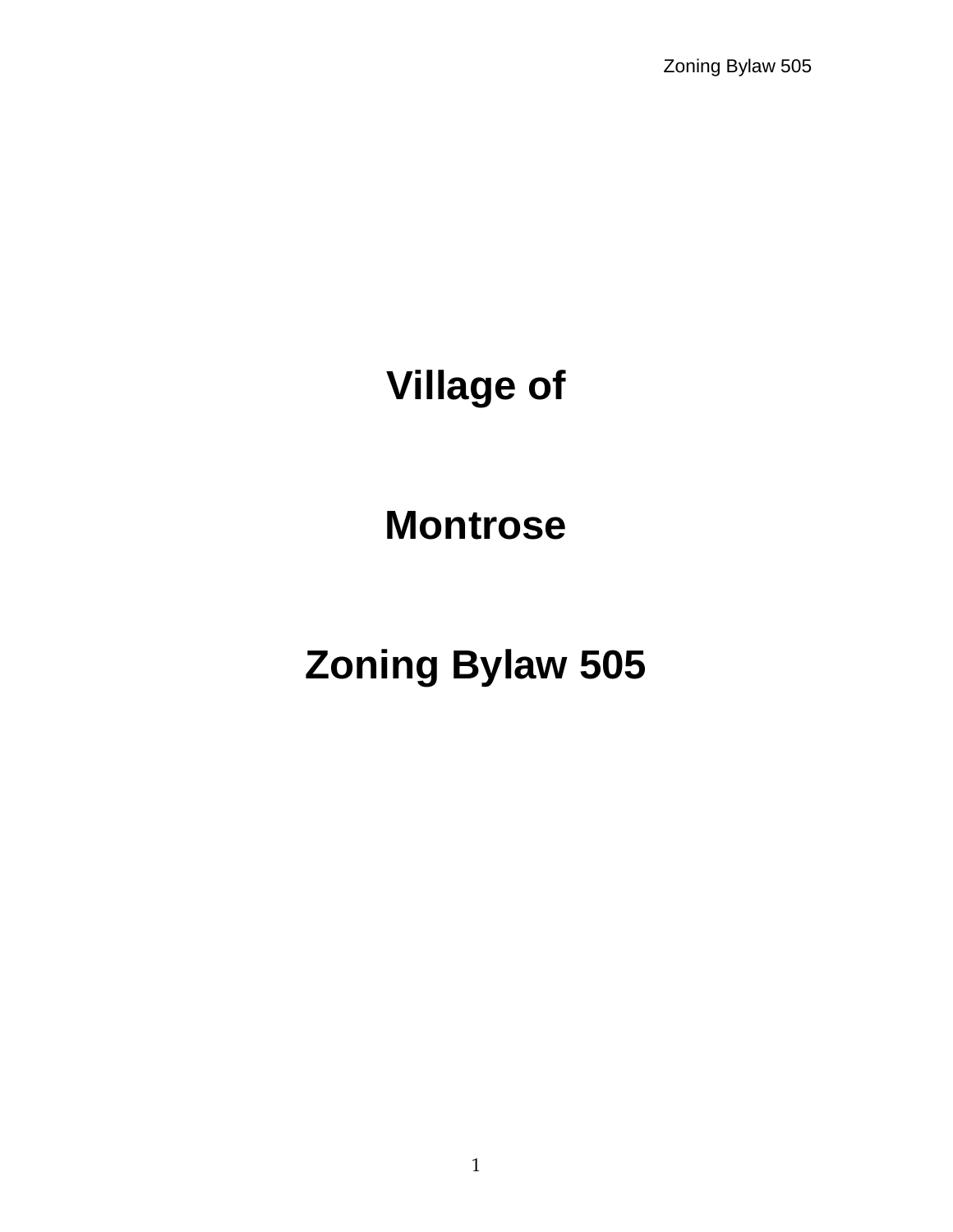# Village of

# Montrose

# Zoning Bylaw 505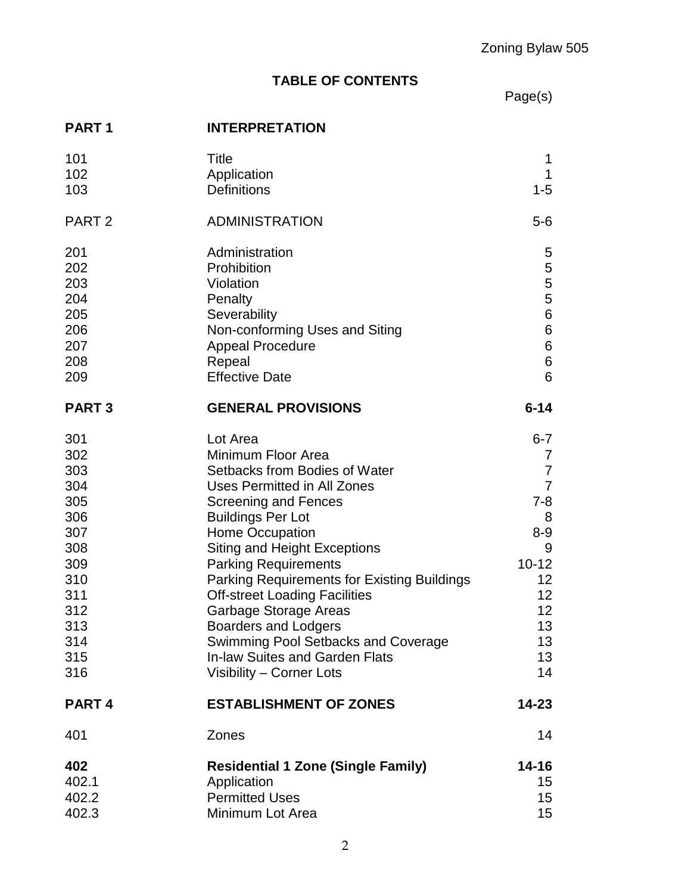## TABLE OF CONTENTS

| | | Page(s) |
|---|---|---|
| **PART 1** | **INTERPRETATION** | |
| 101 | Title | 1 |
| 102 | Application | 1 |
| 103 | Definitions | 1-5 |
| PART 2 | ADMINISTRATION | 5-6 |
| 201 | Administration | 5 |
| 202 | Prohibition | 5 |
| 203 | Violation | 5 |
| 204 | Penalty | 5 |
| 205 | Severability | 6 |
| 206 | Non-conforming Uses and Siting | 6 |
| 207 | Appeal Procedure | 6 |
| 208 | Repeal | 6 |
| 209 | Effective Date | 6 |
| **PART 3** | **GENERAL PROVISIONS** | **6-14** |
| 301 | Lot Area | 6-7 |
| 302 | Minimum Floor Area | 7 |
| 303 | Setbacks from Bodies of Water | 7 |
| 304 | Uses Permitted in All Zones | 7 |
| 305 | Screening and Fences | 7-8 |
| 306 | Buildings Per Lot | 8 |
| 307 | Home Occupation | 8-9 |
| 308 | Siting and Height Exceptions | 9 |
| 309 | Parking Requirements | 10-12 |
| 310 | Parking Requirements for Existing Buildings | 12 |
| 311 | Off-street Loading Facilities | 12 |
| 312 | Garbage Storage Areas | 12 |
| 313 | Boarders and Lodgers | 13 |
| 314 | Swimming Pool Setbacks and Coverage | 13 |
| 315 | In-law Suites and Garden Flats | 13 |
| 316 | Visibility – Corner Lots | 14 |
| **PART 4** | **ESTABLISHMENT OF ZONES** | **14-23** |
| 401 | Zones | 14 |
| **402** | **Residential 1 Zone (Single Family)** | **14-16** |
| 402.1 | Application | 15 |
| 402.2 | Permitted Uses | 15 |
| 402.3 | Minimum Lot Area | 15 |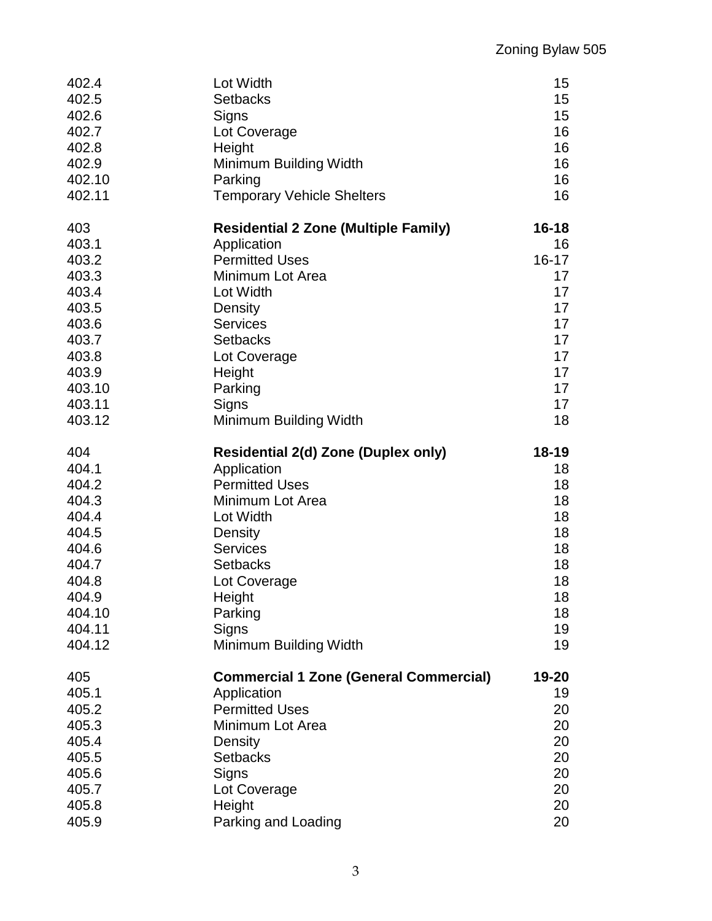| | | |
|---|---|---|
| 402.4 | Lot Width | 15 |
| 402.5 | Setbacks | 15 |
| 402.6 | Signs | 15 |
| 402.7 | Lot Coverage | 16 |
| 402.8 | Height | 16 |
| 402.9 | Minimum Building Width | 16 |
| 402.10 | Parking | 16 |
| 402.11 | Temporary Vehicle Shelters | 16 |
| | | |
| 403 | **Residential 2 Zone (Multiple Family)** | **16-18** |
| 403.1 | Application | 16 |
| 403.2 | Permitted Uses | 16-17 |
| 403.3 | Minimum Lot Area | 17 |
| 403.4 | Lot Width | 17 |
| 403.5 | Density | 17 |
| 403.6 | Services | 17 |
| 403.7 | Setbacks | 17 |
| 403.8 | Lot Coverage | 17 |
| 403.9 | Height | 17 |
| 403.10 | Parking | 17 |
| 403.11 | Signs | 17 |
| 403.12 | Minimum Building Width | 18 |
| | | |
| 404 | **Residential 2(d) Zone (Duplex only)** | **18-19** |
| 404.1 | Application | 18 |
| 404.2 | Permitted Uses | 18 |
| 404.3 | Minimum Lot Area | 18 |
| 404.4 | Lot Width | 18 |
| 404.5 | Density | 18 |
| 404.6 | Services | 18 |
| 404.7 | Setbacks | 18 |
| 404.8 | Lot Coverage | 18 |
| 404.9 | Height | 18 |
| 404.10 | Parking | 18 |
| 404.11 | Signs | 19 |
| 404.12 | Minimum Building Width | 19 |
| | | |
| 405 | **Commercial 1 Zone (General Commercial)** | **19-20** |
| 405.1 | Application | 19 |
| 405.2 | Permitted Uses | 20 |
| 405.3 | Minimum Lot Area | 20 |
| 405.4 | Density | 20 |
| 405.5 | Setbacks | 20 |
| 405.6 | Signs | 20 |
| 405.7 | Lot Coverage | 20 |
| 405.8 | Height | 20 |
| 405.9 | Parking and Loading | 20 |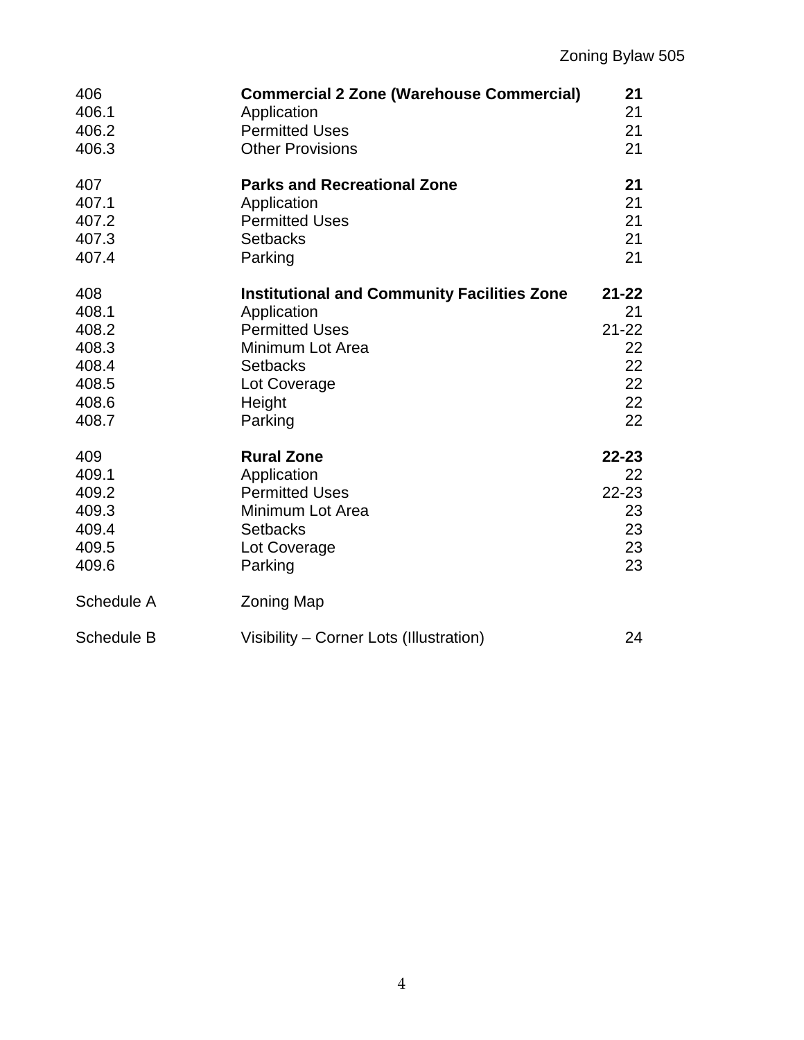| | | |
|---|---|---|
| 406 | **Commercial 2 Zone (Warehouse Commercial)** | **21** |
| 406.1 | Application | 21 |
| 406.2 | Permitted Uses | 21 |
| 406.3 | Other Provisions | 21 |
| | | |
| 407 | **Parks and Recreational Zone** | **21** |
| 407.1 | Application | 21 |
| 407.2 | Permitted Uses | 21 |
| 407.3 | Setbacks | 21 |
| 407.4 | Parking | 21 |
| | | |
| 408 | **Institutional and Community Facilities Zone** | **21-22** |
| 408.1 | Application | 21 |
| 408.2 | Permitted Uses | 21-22 |
| 408.3 | Minimum Lot Area | 22 |
| 408.4 | Setbacks | 22 |
| 408.5 | Lot Coverage | 22 |
| 408.6 | Height | 22 |
| 408.7 | Parking | 22 |
| | | |
| 409 | **Rural Zone** | **22-23** |
| 409.1 | Application | 22 |
| 409.2 | Permitted Uses | 22-23 |
| 409.3 | Minimum Lot Area | 23 |
| 409.4 | Setbacks | 23 |
| 409.5 | Lot Coverage | 23 |
| 409.6 | Parking | 23 |
| | | |
| Schedule A | Zoning Map | |
| | | |
| Schedule B | Visibility – Corner Lots (Illustration) | 24 |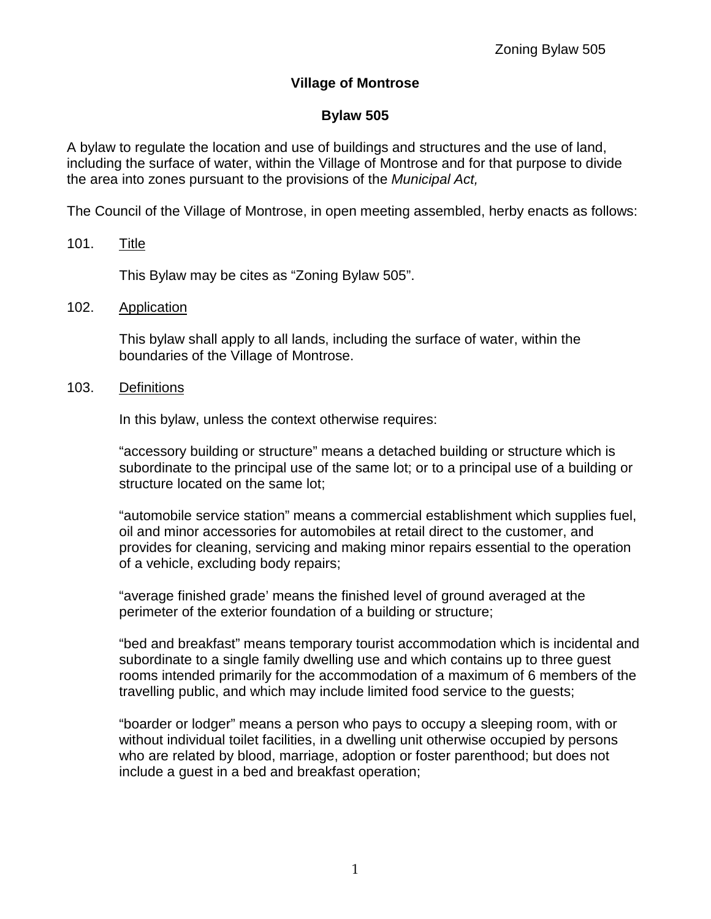# Village of Montrose

## Bylaw 505

A bylaw to regulate the location and use of buildings and structures and the use of land, including the surface of water, within the Village of Montrose and for that purpose to divide the area into zones pursuant to the provisions of the *Municipal Act,*

The Council of the Village of Montrose, in open meeting assembled, herby enacts as follows:

101. Title

This Bylaw may be cites as "Zoning Bylaw 505".

102. Application

This bylaw shall apply to all lands, including the surface of water, within the boundaries of the Village of Montrose.

103. Definitions

In this bylaw, unless the context otherwise requires:

"accessory building or structure" means a detached building or structure which is subordinate to the principal use of the same lot; or to a principal use of a building or structure located on the same lot;

"automobile service station" means a commercial establishment which supplies fuel, oil and minor accessories for automobiles at retail direct to the customer, and provides for cleaning, servicing and making minor repairs essential to the operation of a vehicle, excluding body repairs;

"average finished grade' means the finished level of ground averaged at the perimeter of the exterior foundation of a building or structure;

"bed and breakfast" means temporary tourist accommodation which is incidental and subordinate to a single family dwelling use and which contains up to three guest rooms intended primarily for the accommodation of a maximum of 6 members of the travelling public, and which may include limited food service to the guests;

"boarder or lodger" means a person who pays to occupy a sleeping room, with or without individual toilet facilities, in a dwelling unit otherwise occupied by persons who are related by blood, marriage, adoption or foster parenthood; but does not include a guest in a bed and breakfast operation;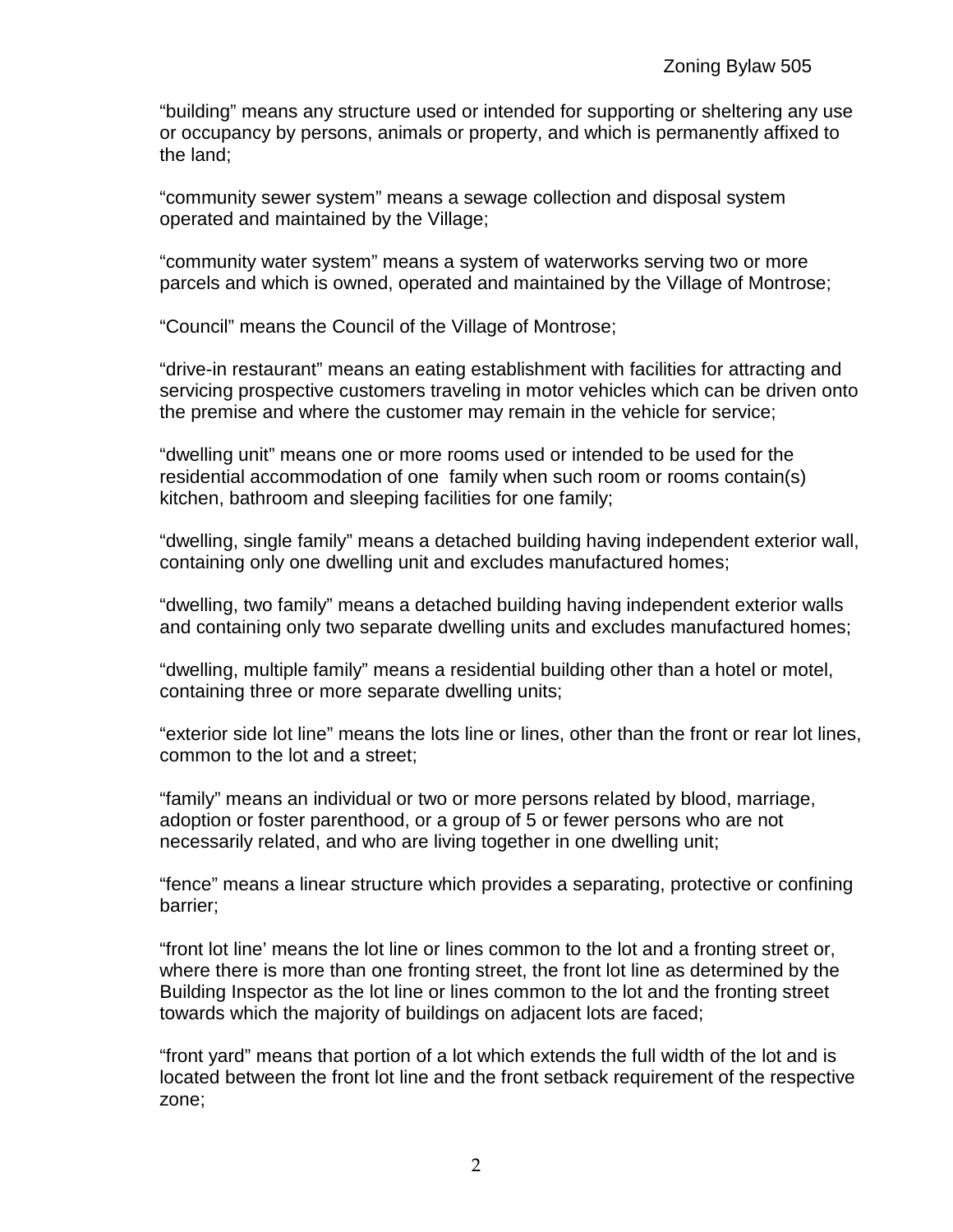"building" means any structure used or intended for supporting or sheltering any use or occupancy by persons, animals or property, and which is permanently affixed to the land;

"community sewer system" means a sewage collection and disposal system operated and maintained by the Village;

"community water system" means a system of waterworks serving two or more parcels and which is owned, operated and maintained by the Village of Montrose;

"Council" means the Council of the Village of Montrose;

"drive-in restaurant" means an eating establishment with facilities for attracting and servicing prospective customers traveling in motor vehicles which can be driven onto the premise and where the customer may remain in the vehicle for service;

"dwelling unit" means one or more rooms used or intended to be used for the residential accommodation of one family when such room or rooms contain(s) kitchen, bathroom and sleeping facilities for one family;

"dwelling, single family" means a detached building having independent exterior wall, containing only one dwelling unit and excludes manufactured homes;

"dwelling, two family" means a detached building having independent exterior walls and containing only two separate dwelling units and excludes manufactured homes;

"dwelling, multiple family" means a residential building other than a hotel or motel, containing three or more separate dwelling units;

"exterior side lot line" means the lots line or lines, other than the front or rear lot lines, common to the lot and a street;

"family" means an individual or two or more persons related by blood, marriage, adoption or foster parenthood, or a group of 5 or fewer persons who are not necessarily related, and who are living together in one dwelling unit;

"fence" means a linear structure which provides a separating, protective or confining barrier;

"front lot line' means the lot line or lines common to the lot and a fronting street or, where there is more than one fronting street, the front lot line as determined by the Building Inspector as the lot line or lines common to the lot and the fronting street towards which the majority of buildings on adjacent lots are faced;

"front yard" means that portion of a lot which extends the full width of the lot and is located between the front lot line and the front setback requirement of the respective zone;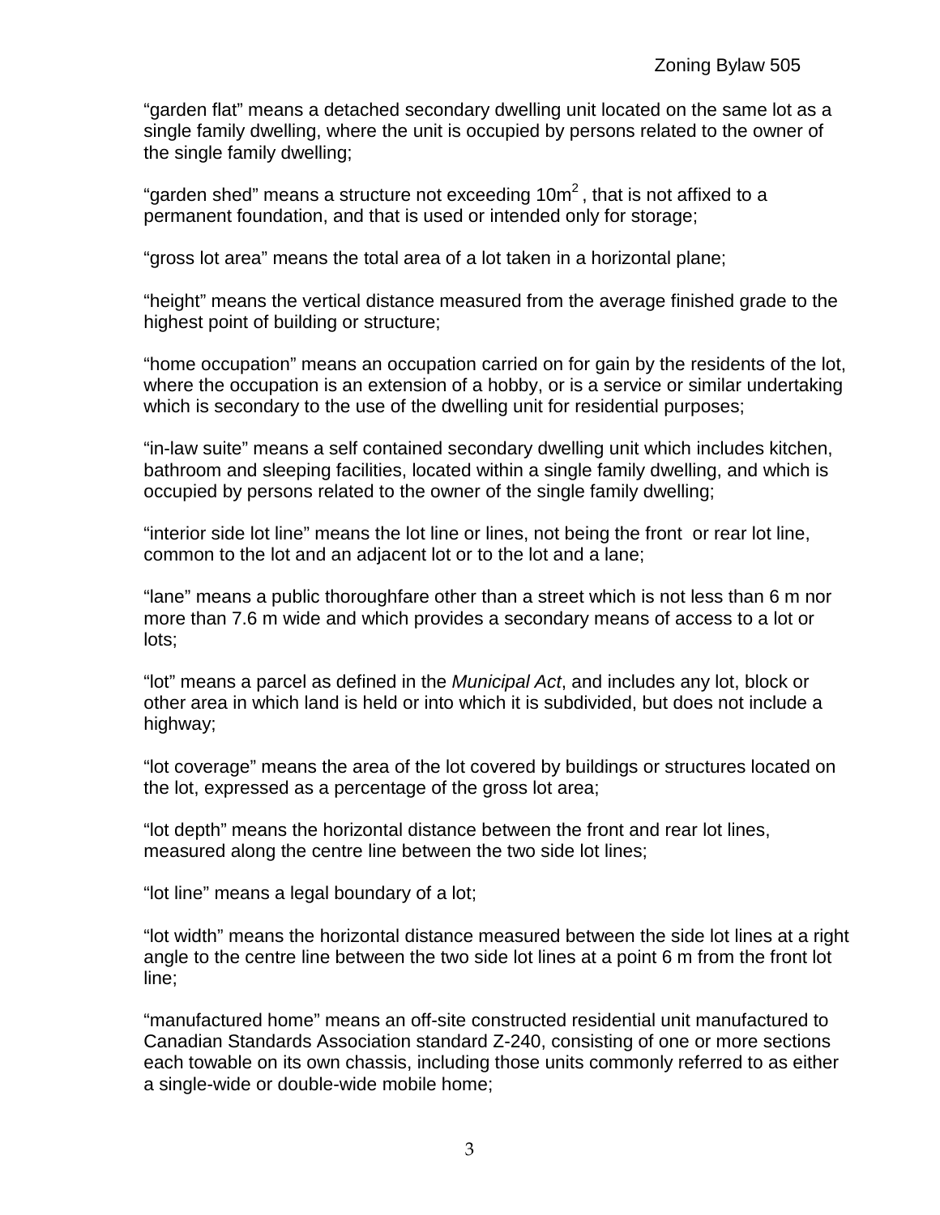"garden flat" means a detached secondary dwelling unit located on the same lot as a single family dwelling, where the unit is occupied by persons related to the owner of the single family dwelling;

"garden shed" means a structure not exceeding $10m^2$, that is not affixed to a permanent foundation, and that is used or intended only for storage;

"gross lot area" means the total area of a lot taken in a horizontal plane;

"height" means the vertical distance measured from the average finished grade to the highest point of building or structure;

"home occupation" means an occupation carried on for gain by the residents of the lot, where the occupation is an extension of a hobby, or is a service or similar undertaking which is secondary to the use of the dwelling unit for residential purposes;

"in-law suite" means a self contained secondary dwelling unit which includes kitchen, bathroom and sleeping facilities, located within a single family dwelling, and which is occupied by persons related to the owner of the single family dwelling;

"interior side lot line" means the lot line or lines, not being the front or rear lot line, common to the lot and an adjacent lot or to the lot and a lane;

"lane" means a public thoroughfare other than a street which is not less than 6 m nor more than 7.6 m wide and which provides a secondary means of access to a lot or lots;

"lot" means a parcel as defined in the *Municipal Act*, and includes any lot, block or other area in which land is held or into which it is subdivided, but does not include a highway;

"lot coverage" means the area of the lot covered by buildings or structures located on the lot, expressed as a percentage of the gross lot area;

"lot depth" means the horizontal distance between the front and rear lot lines, measured along the centre line between the two side lot lines;

"lot line" means a legal boundary of a lot;

"lot width" means the horizontal distance measured between the side lot lines at a right angle to the centre line between the two side lot lines at a point 6 m from the front lot line;

"manufactured home" means an off-site constructed residential unit manufactured to Canadian Standards Association standard Z-240, consisting of one or more sections each towable on its own chassis, including those units commonly referred to as either a single-wide or double-wide mobile home;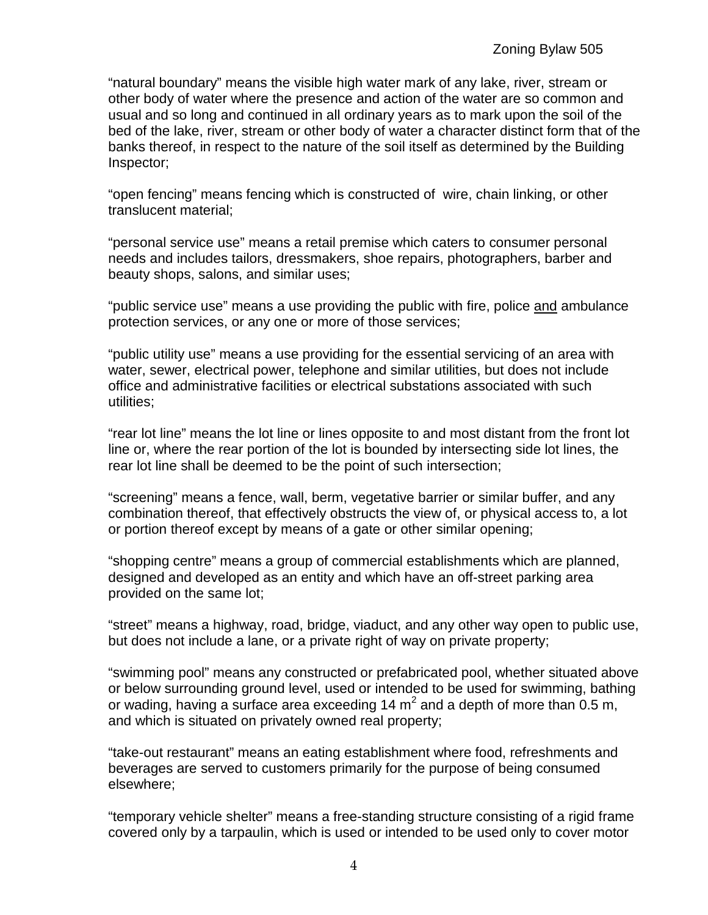"natural boundary" means the visible high water mark of any lake, river, stream or other body of water where the presence and action of the water are so common and usual and so long and continued in all ordinary years as to mark upon the soil of the bed of the lake, river, stream or other body of water a character distinct form that of the banks thereof, in respect to the nature of the soil itself as determined by the Building Inspector;

"open fencing" means fencing which is constructed of wire, chain linking, or other translucent material;

"personal service use" means a retail premise which caters to consumer personal needs and includes tailors, dressmakers, shoe repairs, photographers, barber and beauty shops, salons, and similar uses;

"public service use" means a use providing the public with fire, police <u>and</u> ambulance protection services, or any one or more of those services;

"public utility use" means a use providing for the essential servicing of an area with water, sewer, electrical power, telephone and similar utilities, but does not include office and administrative facilities or electrical substations associated with such utilities;

"rear lot line" means the lot line or lines opposite to and most distant from the front lot line or, where the rear portion of the lot is bounded by intersecting side lot lines, the rear lot line shall be deemed to be the point of such intersection;

"screening" means a fence, wall, berm, vegetative barrier or similar buffer, and any combination thereof, that effectively obstructs the view of, or physical access to, a lot or portion thereof except by means of a gate or other similar opening;

"shopping centre" means a group of commercial establishments which are planned, designed and developed as an entity and which have an off-street parking area provided on the same lot;

"street" means a highway, road, bridge, viaduct, and any other way open to public use, but does not include a lane, or a private right of way on private property;

"swimming pool" means any constructed or prefabricated pool, whether situated above or below surrounding ground level, used or intended to be used for swimming, bathing or wading, having a surface area exceeding 14 $m^2$ and a depth of more than 0.5 m, and which is situated on privately owned real property;

"take-out restaurant" means an eating establishment where food, refreshments and beverages are served to customers primarily for the purpose of being consumed elsewhere;

"temporary vehicle shelter" means a free-standing structure consisting of a rigid frame covered only by a tarpaulin, which is used or intended to be used only to cover motor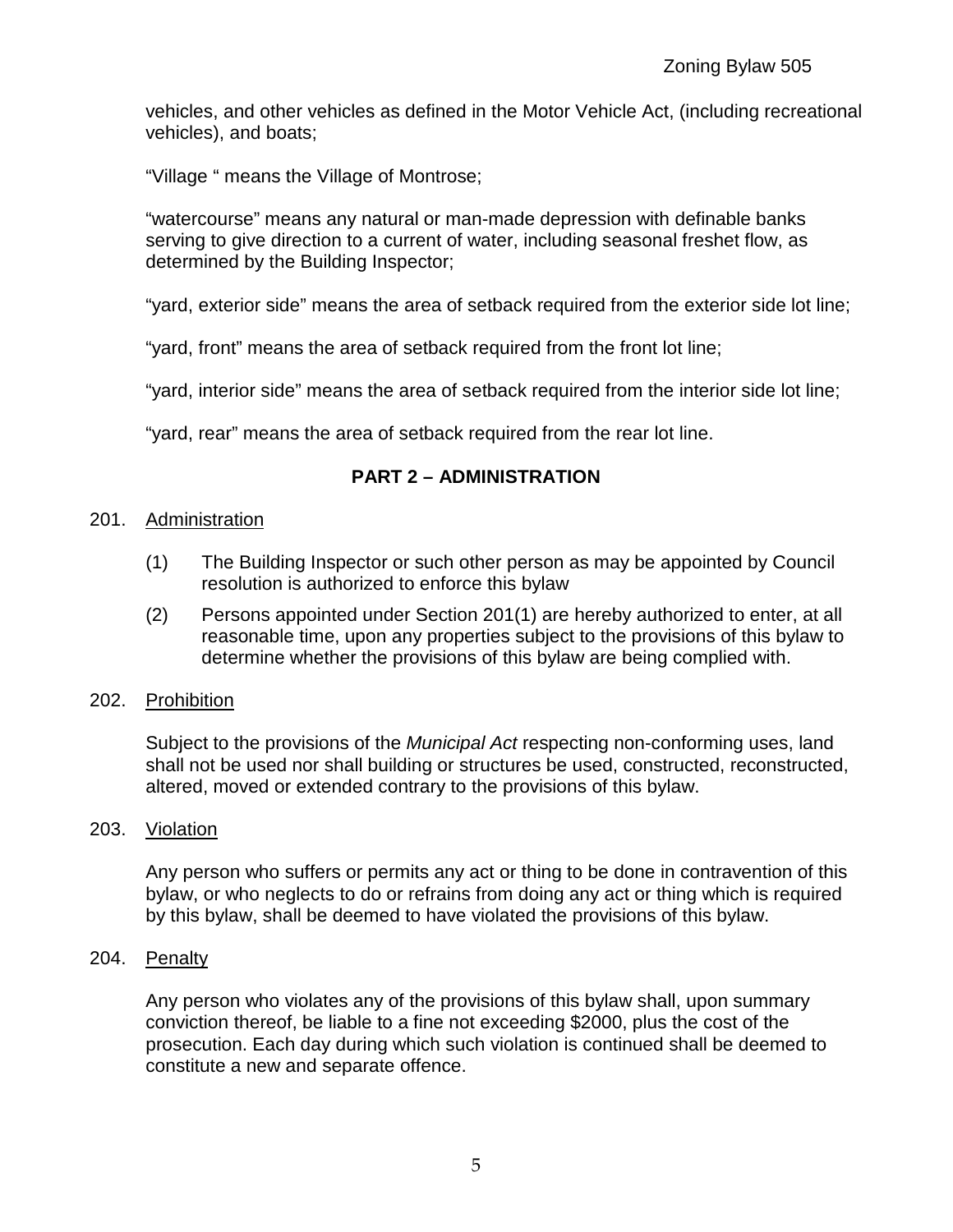vehicles, and other vehicles as defined in the Motor Vehicle Act, (including recreational vehicles), and boats;

"Village " means the Village of Montrose;

"watercourse" means any natural or man-made depression with definable banks serving to give direction to a current of water, including seasonal freshet flow, as determined by the Building Inspector;

"yard, exterior side" means the area of setback required from the exterior side lot line;

"yard, front" means the area of setback required from the front lot line;

"yard, interior side" means the area of setback required from the interior side lot line;

"yard, rear" means the area of setback required from the rear lot line.

## PART 2 – ADMINISTRATION

201. Administration

(1) The Building Inspector or such other person as may be appointed by Council resolution is authorized to enforce this bylaw

(2) Persons appointed under Section 201(1) are hereby authorized to enter, at all reasonable time, upon any properties subject to the provisions of this bylaw to determine whether the provisions of this bylaw are being complied with.

202. Prohibition

Subject to the provisions of the *Municipal Act* respecting non-conforming uses, land shall not be used nor shall building or structures be used, constructed, reconstructed, altered, moved or extended contrary to the provisions of this bylaw.

203. Violation

Any person who suffers or permits any act or thing to be done in contravention of this bylaw, or who neglects to do or refrains from doing any act or thing which is required by this bylaw, shall be deemed to have violated the provisions of this bylaw.

204. Penalty

Any person who violates any of the provisions of this bylaw shall, upon summary conviction thereof, be liable to a fine not exceeding $2000, plus the cost of the prosecution. Each day during which such violation is continued shall be deemed to constitute a new and separate offence.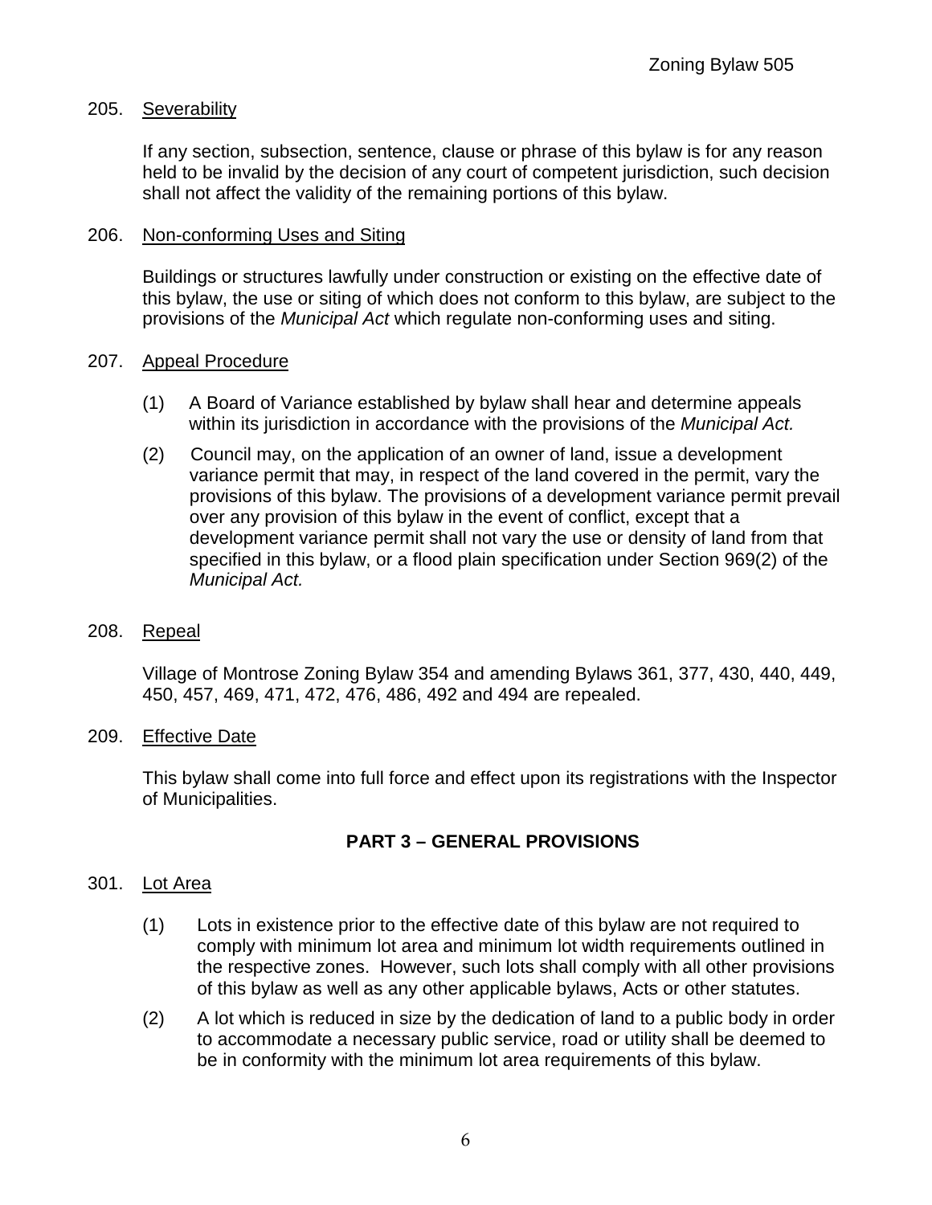205. Severability

If any section, subsection, sentence, clause or phrase of this bylaw is for any reason held to be invalid by the decision of any court of competent jurisdiction, such decision shall not affect the validity of the remaining portions of this bylaw.

206. Non-conforming Uses and Siting

Buildings or structures lawfully under construction or existing on the effective date of this bylaw, the use or siting of which does not conform to this bylaw, are subject to the provisions of the *Municipal Act* which regulate non-conforming uses and siting.

207. Appeal Procedure

(1) A Board of Variance established by bylaw shall hear and determine appeals within its jurisdiction in accordance with the provisions of the *Municipal Act.*

(2) Council may, on the application of an owner of land, issue a development variance permit that may, in respect of the land covered in the permit, vary the provisions of this bylaw. The provisions of a development variance permit prevail over any provision of this bylaw in the event of conflict, except that a development variance permit shall not vary the use or density of land from that specified in this bylaw, or a flood plain specification under Section 969(2) of the *Municipal Act.*

208. Repeal

Village of Montrose Zoning Bylaw 354 and amending Bylaws 361, 377, 430, 440, 449, 450, 457, 469, 471, 472, 476, 486, 492 and 494 are repealed.

209. Effective Date

This bylaw shall come into full force and effect upon its registrations with the Inspector of Municipalities.

## PART 3 – GENERAL PROVISIONS

301. Lot Area

(1) Lots in existence prior to the effective date of this bylaw are not required to comply with minimum lot area and minimum lot width requirements outlined in the respective zones. However, such lots shall comply with all other provisions of this bylaw as well as any other applicable bylaws, Acts or other statutes.

(2) A lot which is reduced in size by the dedication of land to a public body in order to accommodate a necessary public service, road or utility shall be deemed to be in conformity with the minimum lot area requirements of this bylaw.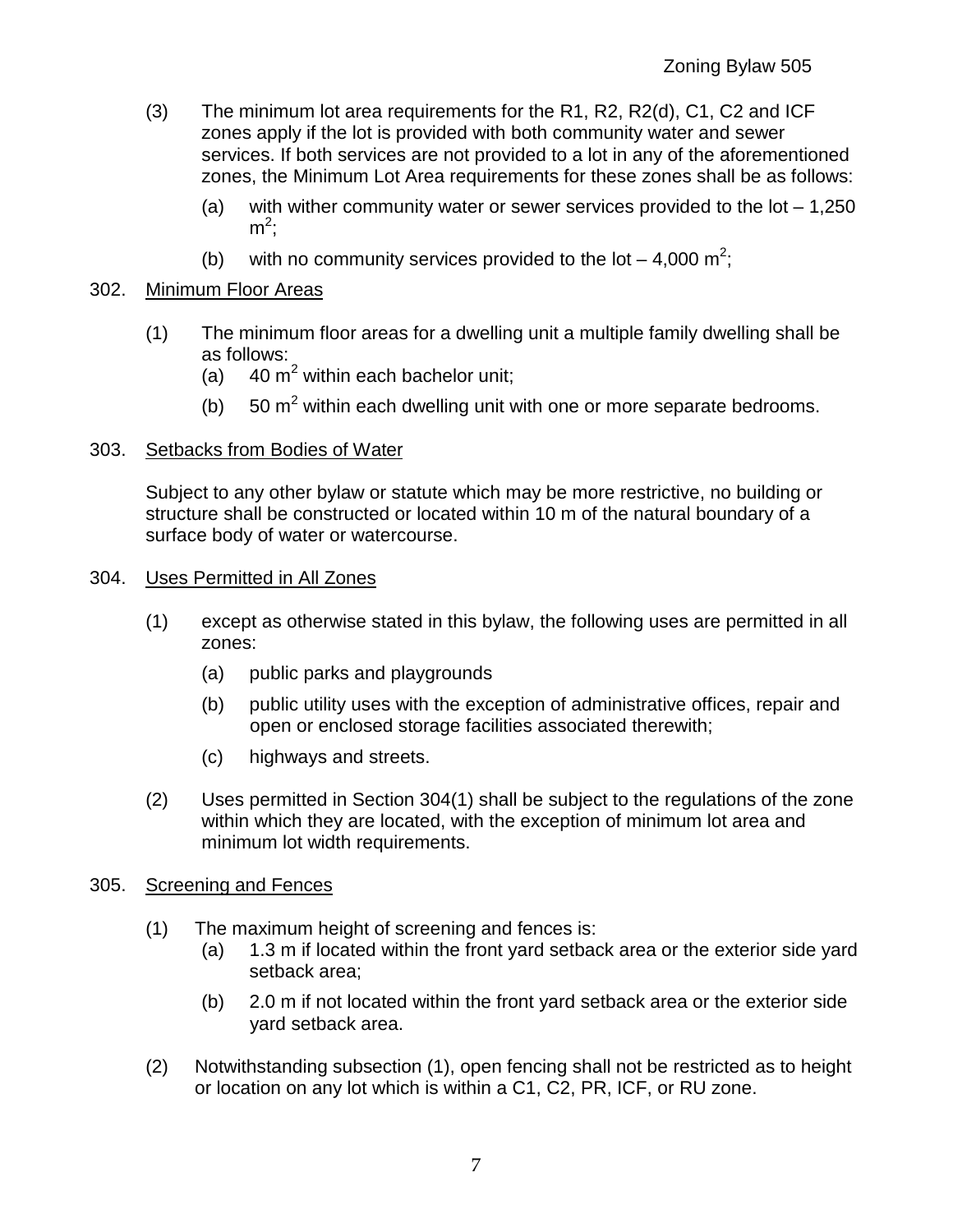(3) The minimum lot area requirements for the R1, R2, R2(d), C1, C2 and ICF zones apply if the lot is provided with both community water and sewer services. If both services are not provided to a lot in any of the aforementioned zones, the Minimum Lot Area requirements for these zones shall be as follows:

   (a) with wither community water or sewer services provided to the lot – 1,250 $m^2$;

   (b) with no community services provided to the lot – 4,000 $m^2$;

## 302. Minimum Floor Areas

(1) The minimum floor areas for a dwelling unit a multiple family dwelling shall be as follows:

   (a) 40 $m^2$ within each bachelor unit;

   (b) 50 $m^2$ within each dwelling unit with one or more separate bedrooms.

## 303. Setbacks from Bodies of Water

Subject to any other bylaw or statute which may be more restrictive, no building or structure shall be constructed or located within 10 m of the natural boundary of a surface body of water or watercourse.

## 304. Uses Permitted in All Zones

(1) except as otherwise stated in this bylaw, the following uses are permitted in all zones:

   (a) public parks and playgrounds

   (b) public utility uses with the exception of administrative offices, repair and open or enclosed storage facilities associated therewith;

   (c) highways and streets.

(2) Uses permitted in Section 304(1) shall be subject to the regulations of the zone within which they are located, with the exception of minimum lot area and minimum lot width requirements.

## 305. Screening and Fences

(1) The maximum height of screening and fences is:

   (a) 1.3 m if located within the front yard setback area or the exterior side yard setback area;

   (b) 2.0 m if not located within the front yard setback area or the exterior side yard setback area.

(2) Notwithstanding subsection (1), open fencing shall not be restricted as to height or location on any lot which is within a C1, C2, PR, ICF, or RU zone.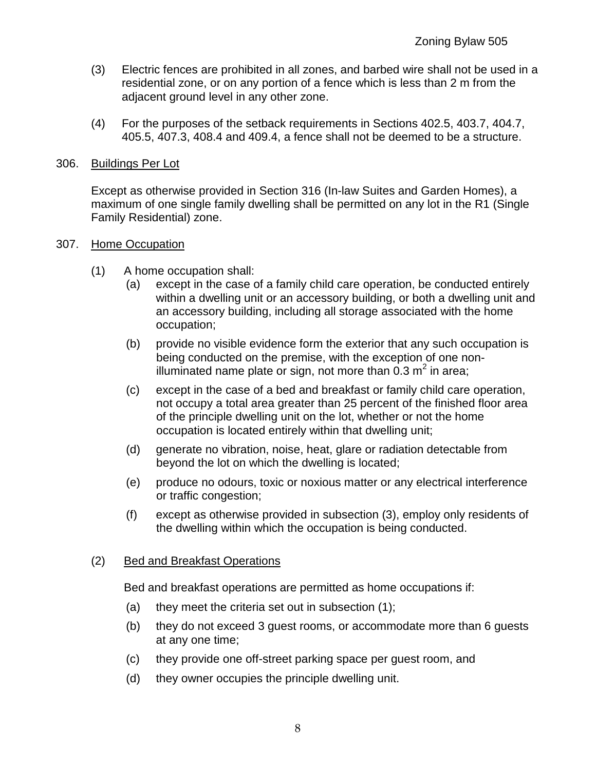(3) Electric fences are prohibited in all zones, and barbed wire shall not be used in a residential zone, or on any portion of a fence which is less than 2 m from the adjacent ground level in any other zone.

(4) For the purposes of the setback requirements in Sections 402.5, 403.7, 404.7, 405.5, 407.3, 408.4 and 409.4, a fence shall not be deemed to be a structure.

306. Buildings Per Lot

Except as otherwise provided in Section 316 (In-law Suites and Garden Homes), a maximum of one single family dwelling shall be permitted on any lot in the R1 (Single Family Residential) zone.

307. Home Occupation

(1) A home occupation shall:

- (a) except in the case of a family child care operation, be conducted entirely within a dwelling unit or an accessory building, or both a dwelling unit and an accessory building, including all storage associated with the home occupation;
- (b) provide no visible evidence form the exterior that any such occupation is being conducted on the premise, with the exception of one non-illuminated name plate or sign, not more than 0.3 $m^2$ in area;
- (c) except in the case of a bed and breakfast or family child care operation, not occupy a total area greater than 25 percent of the finished floor area of the principle dwelling unit on the lot, whether or not the home occupation is located entirely within that dwelling unit;
- (d) generate no vibration, noise, heat, glare or radiation detectable from beyond the lot on which the dwelling is located;
- (e) produce no odours, toxic or noxious matter or any electrical interference or traffic congestion;
- (f) except as otherwise provided in subsection (3), employ only residents of the dwelling within which the occupation is being conducted.

(2) Bed and Breakfast Operations

Bed and breakfast operations are permitted as home occupations if:

- (a) they meet the criteria set out in subsection (1);
- (b) they do not exceed 3 guest rooms, or accommodate more than 6 guests at any one time;
- (c) they provide one off-street parking space per guest room, and
- (d) they owner occupies the principle dwelling unit.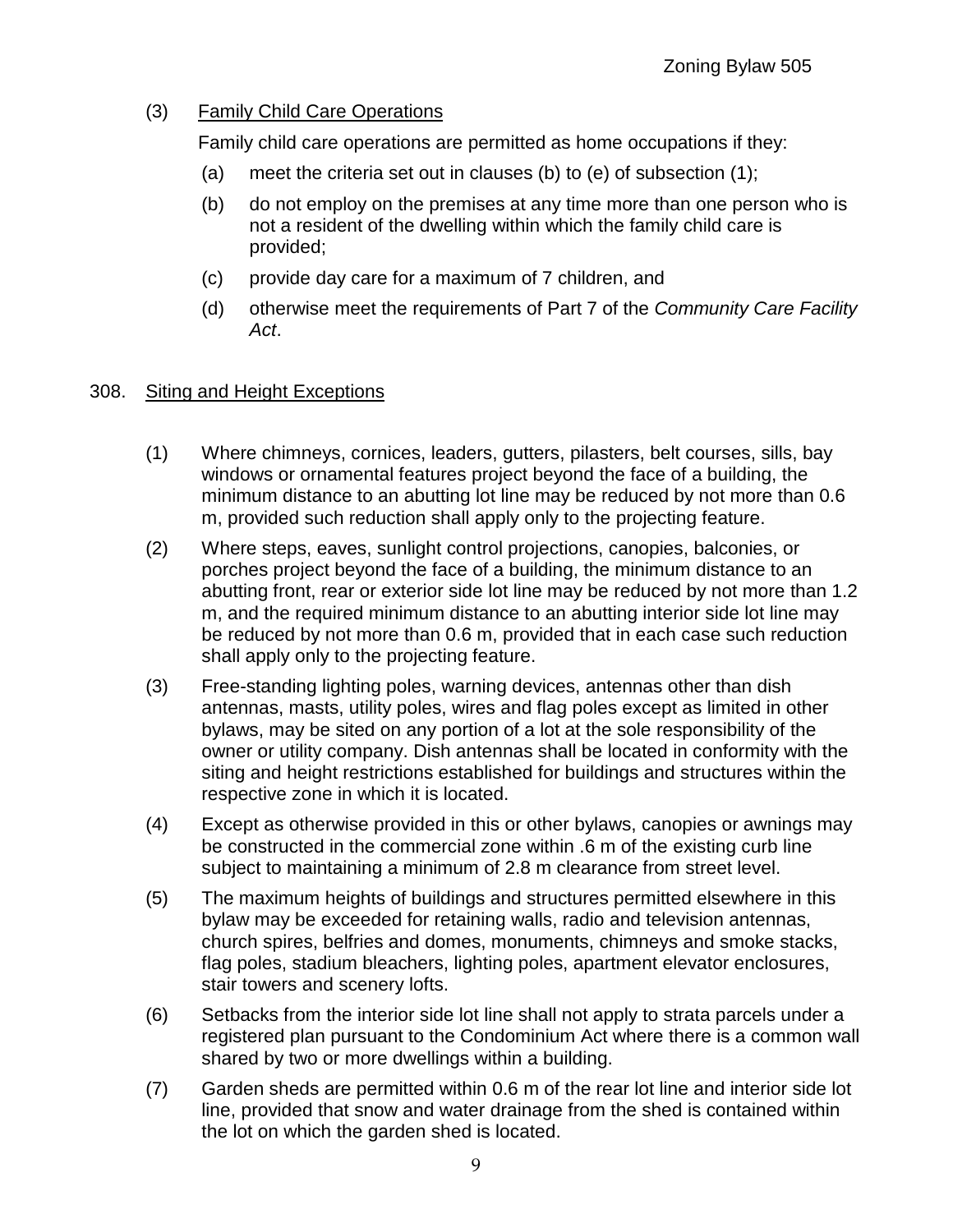(3) Family Child Care Operations

Family child care operations are permitted as home occupations if they:

(a) meet the criteria set out in clauses (b) to (e) of subsection (1);

(b) do not employ on the premises at any time more than one person who is not a resident of the dwelling within which the family child care is provided;

(c) provide day care for a maximum of 7 children, and

(d) otherwise meet the requirements of Part 7 of the *Community Care Facility Act*.

## 308. Siting and Height Exceptions

(1) Where chimneys, cornices, leaders, gutters, pilasters, belt courses, sills, bay windows or ornamental features project beyond the face of a building, the minimum distance to an abutting lot line may be reduced by not more than 0.6 m, provided such reduction shall apply only to the projecting feature.

(2) Where steps, eaves, sunlight control projections, canopies, balconies, or porches project beyond the face of a building, the minimum distance to an abutting front, rear or exterior side lot line may be reduced by not more than 1.2 m, and the required minimum distance to an abutting interior side lot line may be reduced by not more than 0.6 m, provided that in each case such reduction shall apply only to the projecting feature.

(3) Free-standing lighting poles, warning devices, antennas other than dish antennas, masts, utility poles, wires and flag poles except as limited in other bylaws, may be sited on any portion of a lot at the sole responsibility of the owner or utility company. Dish antennas shall be located in conformity with the siting and height restrictions established for buildings and structures within the respective zone in which it is located.

(4) Except as otherwise provided in this or other bylaws, canopies or awnings may be constructed in the commercial zone within .6 m of the existing curb line subject to maintaining a minimum of 2.8 m clearance from street level.

(5) The maximum heights of buildings and structures permitted elsewhere in this bylaw may be exceeded for retaining walls, radio and television antennas, church spires, belfries and domes, monuments, chimneys and smoke stacks, flag poles, stadium bleachers, lighting poles, apartment elevator enclosures, stair towers and scenery lofts.

(6) Setbacks from the interior side lot line shall not apply to strata parcels under a registered plan pursuant to the Condominium Act where there is a common wall shared by two or more dwellings within a building.

(7) Garden sheds are permitted within 0.6 m of the rear lot line and interior side lot line, provided that snow and water drainage from the shed is contained within the lot on which the garden shed is located.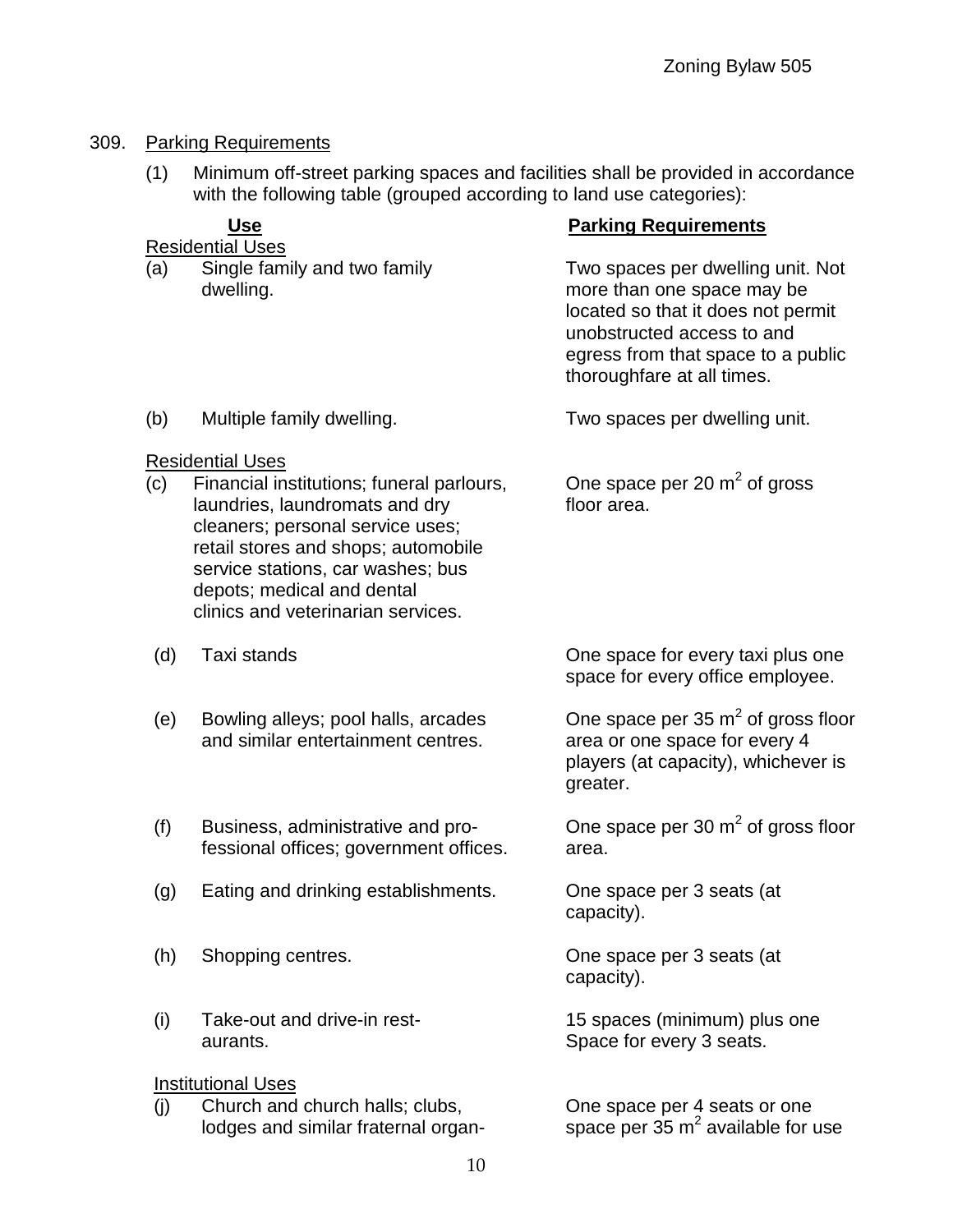309. Parking Requirements

(1) Minimum off-street parking spaces and facilities shall be provided in accordance with the following table (grouped according to land use categories):

| Use | Parking Requirements |
|---|---|
| Residential Uses | |
| (a) Single family and two family dwelling. | Two spaces per dwelling unit. Not more than one space may be located so that it does not permit unobstructed access to and egress from that space to a public thoroughfare at all times. |
| (b) Multiple family dwelling. | Two spaces per dwelling unit. |
| Residential Uses | |
| (c) Financial institutions; funeral parlours, laundries, laundromats and dry cleaners; personal service uses; retail stores and shops; automobile service stations, car washes; bus depots; medical and dental clinics and veterinarian services. | One space per 20 $m^2$ of gross floor area. |
| (d) Taxi stands | One space for every taxi plus one space for every office employee. |
| (e) Bowling alleys; pool halls, arcades and similar entertainment centres. | One space per 35 $m^2$ of gross floor area or one space for every 4 players (at capacity), whichever is greater. |
| (f) Business, administrative and professional offices; government offices. | One space per 30 $m^2$ of gross floor area. |
| (g) Eating and drinking establishments. | One space per 3 seats (at capacity). |
| (h) Shopping centres. | One space per 3 seats (at capacity). |
| (i) Take-out and drive-in restaurants. | 15 spaces (minimum) plus one Space for every 3 seats. |
| Institutional Uses | |
| (j) Church and church halls; clubs, lodges and similar fraternal organ- | One space per 4 seats or one space per 35 $m^2$ available for use |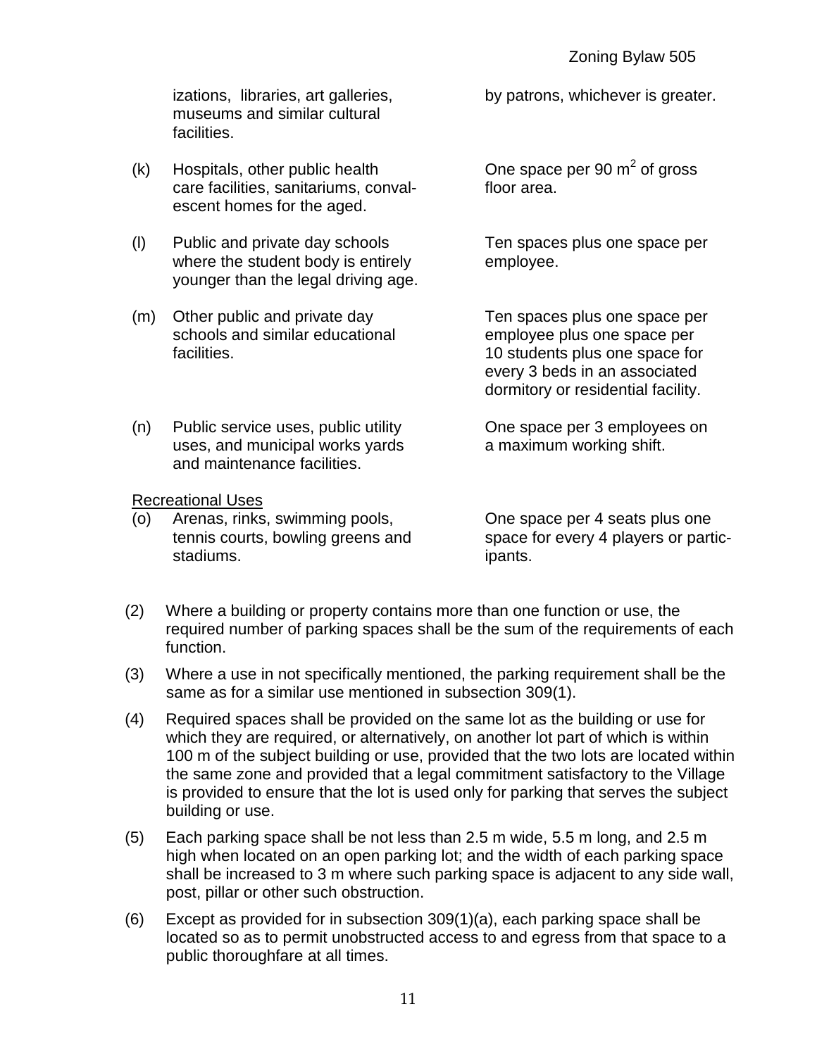| | Use | Parking Requirement |
|---|---|---|
| | izations, libraries, art galleries, museums and similar cultural facilities. | by patrons, whichever is greater. |
| (k) | Hospitals, other public health care facilities, sanitariums, convalescent homes for the aged. | One space per 90 $m^2$ of gross floor area. |
| (l) | Public and private day schools where the student body is entirely younger than the legal driving age. | Ten spaces plus one space per employee. |
| (m) | Other public and private day schools and similar educational facilities. | Ten spaces plus one space per employee plus one space per 10 students plus one space for every 3 beds in an associated dormitory or residential facility. |
| (n) | Public service uses, public utility uses, and municipal works yards and maintenance facilities. | One space per 3 employees on a maximum working shift. |
| | Recreational Uses | |
| (o) | Arenas, rinks, swimming pools, tennis courts, bowling greens and stadiums. | One space per 4 seats plus one space for every 4 players or participants. |

(2) Where a building or property contains more than one function or use, the required number of parking spaces shall be the sum of the requirements of each function.

(3) Where a use in not specifically mentioned, the parking requirement shall be the same as for a similar use mentioned in subsection 309(1).

(4) Required spaces shall be provided on the same lot as the building or use for which they are required, or alternatively, on another lot part of which is within 100 m of the subject building or use, provided that the two lots are located within the same zone and provided that a legal commitment satisfactory to the Village is provided to ensure that the lot is used only for parking that serves the subject building or use.

(5) Each parking space shall be not less than 2.5 m wide, 5.5 m long, and 2.5 m high when located on an open parking lot; and the width of each parking space shall be increased to 3 m where such parking space is adjacent to any side wall, post, pillar or other such obstruction.

(6) Except as provided for in subsection 309(1)(a), each parking space shall be located so as to permit unobstructed access to and egress from that space to a public thoroughfare at all times.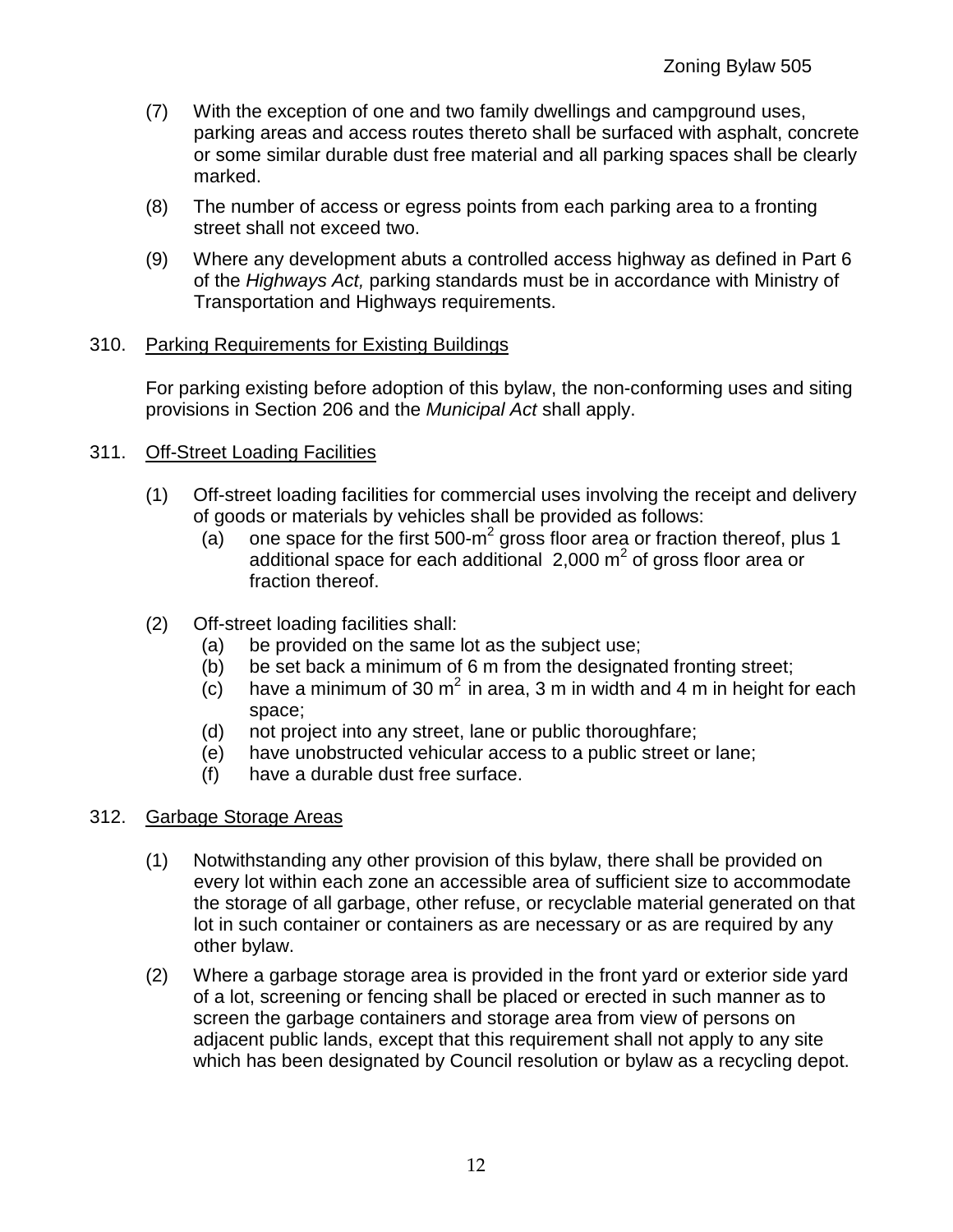(7) With the exception of one and two family dwellings and campground uses, parking areas and access routes thereto shall be surfaced with asphalt, concrete or some similar durable dust free material and all parking spaces shall be clearly marked.

(8) The number of access or egress points from each parking area to a fronting street shall not exceed two.

(9) Where any development abuts a controlled access highway as defined in Part 6 of the *Highways Act,* parking standards must be in accordance with Ministry of Transportation and Highways requirements.

310. Parking Requirements for Existing Buildings

For parking existing before adoption of this bylaw, the non-conforming uses and siting provisions in Section 206 and the *Municipal Act* shall apply.

311. Off-Street Loading Facilities

(1) Off-street loading facilities for commercial uses involving the receipt and delivery of goods or materials by vehicles shall be provided as follows:
   (a) one space for the first 500-$m^2$ gross floor area or fraction thereof, plus 1 additional space for each additional 2,000 $m^2$ of gross floor area or fraction thereof.

(2) Off-street loading facilities shall:
   (a) be provided on the same lot as the subject use;
   (b) be set back a minimum of 6 m from the designated fronting street;
   (c) have a minimum of 30 $m^2$ in area, 3 m in width and 4 m in height for each space;
   (d) not project into any street, lane or public thoroughfare;
   (e) have unobstructed vehicular access to a public street or lane;
   (f) have a durable dust free surface.

312. Garbage Storage Areas

(1) Notwithstanding any other provision of this bylaw, there shall be provided on every lot within each zone an accessible area of sufficient size to accommodate the storage of all garbage, other refuse, or recyclable material generated on that lot in such container or containers as are necessary or as are required by any other bylaw.

(2) Where a garbage storage area is provided in the front yard or exterior side yard of a lot, screening or fencing shall be placed or erected in such manner as to screen the garbage containers and storage area from view of persons on adjacent public lands, except that this requirement shall not apply to any site which has been designated by Council resolution or bylaw as a recycling depot.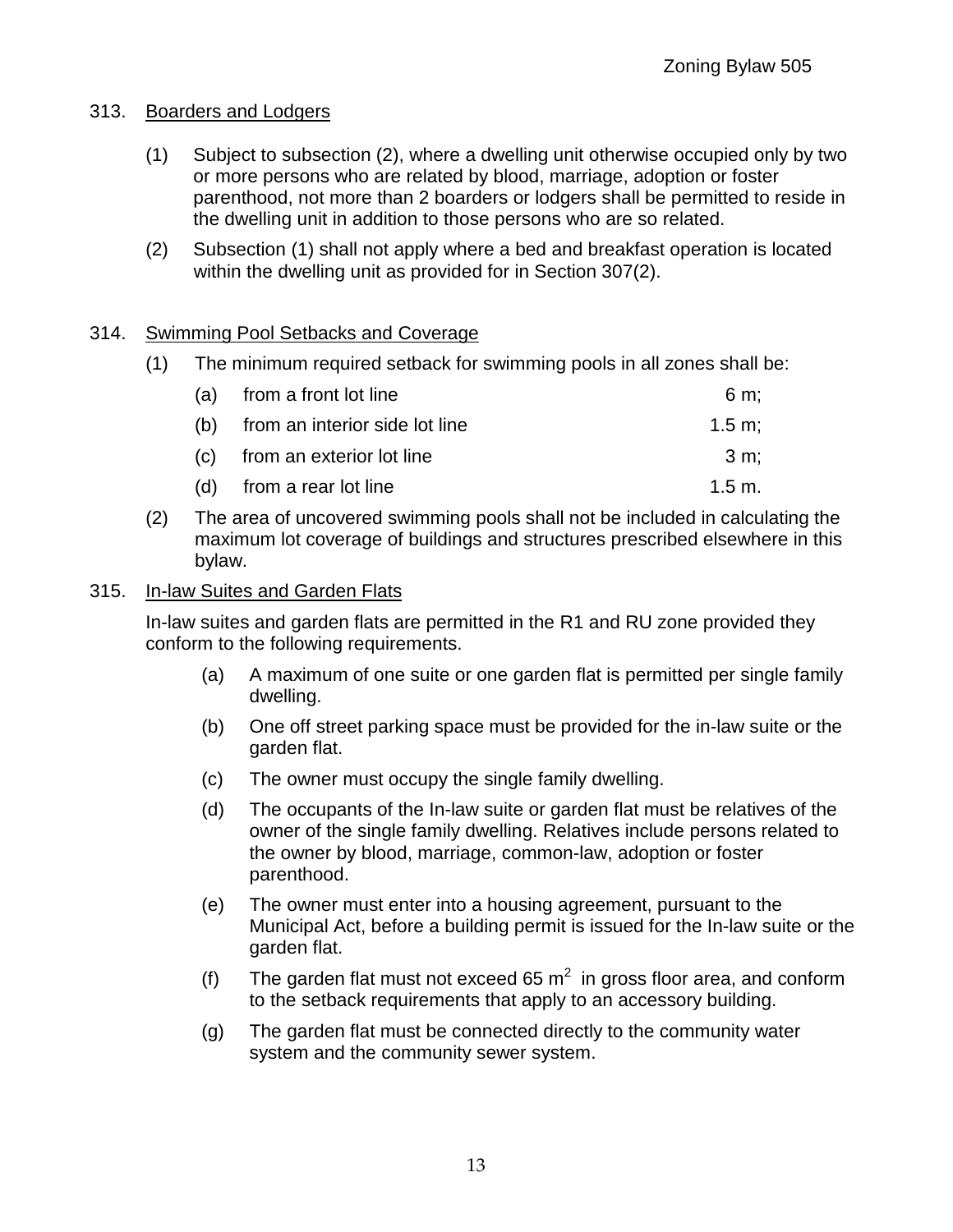313. Boarders and Lodgers

(1) Subject to subsection (2), where a dwelling unit otherwise occupied only by two or more persons who are related by blood, marriage, adoption or foster parenthood, not more than 2 boarders or lodgers shall be permitted to reside in the dwelling unit in addition to those persons who are so related.

(2) Subsection (1) shall not apply where a bed and breakfast operation is located within the dwelling unit as provided for in Section 307(2).

314. Swimming Pool Setbacks and Coverage

(1) The minimum required setback for swimming pools in all zones shall be:

| | | |
|---|---|---|
| (a) | from a front lot line | 6 m; |
| (b) | from an interior side lot line | 1.5 m; |
| (c) | from an exterior lot line | 3 m; |
| (d) | from a rear lot line | 1.5 m. |

(2) The area of uncovered swimming pools shall not be included in calculating the maximum lot coverage of buildings and structures prescribed elsewhere in this bylaw.

315. In-law Suites and Garden Flats

In-law suites and garden flats are permitted in the R1 and RU zone provided they conform to the following requirements.

(a) A maximum of one suite or one garden flat is permitted per single family dwelling.

(b) One off street parking space must be provided for the in-law suite or the garden flat.

(c) The owner must occupy the single family dwelling.

(d) The occupants of the In-law suite or garden flat must be relatives of the owner of the single family dwelling. Relatives include persons related to the owner by blood, marriage, common-law, adoption or foster parenthood.

(e) The owner must enter into a housing agreement, pursuant to the Municipal Act, before a building permit is issued for the In-law suite or the garden flat.

(f) The garden flat must not exceed 65 $m^2$ in gross floor area, and conform to the setback requirements that apply to an accessory building.

(g) The garden flat must be connected directly to the community water system and the community sewer system.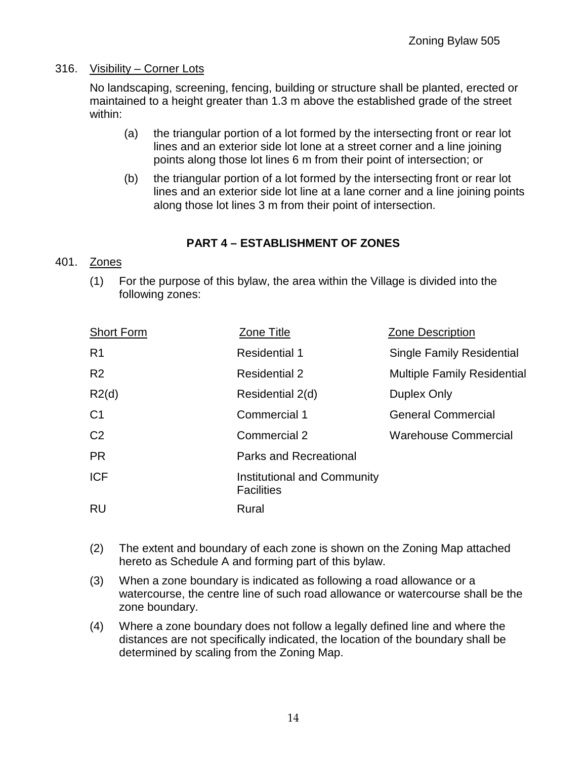316. Visibility – Corner Lots

No landscaping, screening, fencing, building or structure shall be planted, erected or maintained to a height greater than 1.3 m above the established grade of the street within:

(a) the triangular portion of a lot formed by the intersecting front or rear lot lines and an exterior side lot lone at a street corner and a line joining points along those lot lines 6 m from their point of intersection; or

(b) the triangular portion of a lot formed by the intersecting front or rear lot lines and an exterior side lot line at a lane corner and a line joining points along those lot lines 3 m from their point of intersection.

## PART 4 – ESTABLISHMENT OF ZONES

401. Zones

(1) For the purpose of this bylaw, the area within the Village is divided into the following zones:

| Short Form | Zone Title | Zone Description |
|---|---|---|
| R1 | Residential 1 | Single Family Residential |
| R2 | Residential 2 | Multiple Family Residential |
| R2(d) | Residential 2(d) | Duplex Only |
| C1 | Commercial 1 | General Commercial |
| C2 | Commercial 2 | Warehouse Commercial |
| PR | Parks and Recreational | |
| ICF | Institutional and Community Facilities | |
| RU | Rural | |

(2) The extent and boundary of each zone is shown on the Zoning Map attached hereto as Schedule A and forming part of this bylaw.

(3) When a zone boundary is indicated as following a road allowance or a watercourse, the centre line of such road allowance or watercourse shall be the zone boundary.

(4) Where a zone boundary does not follow a legally defined line and where the distances are not specifically indicated, the location of the boundary shall be determined by scaling from the Zoning Map.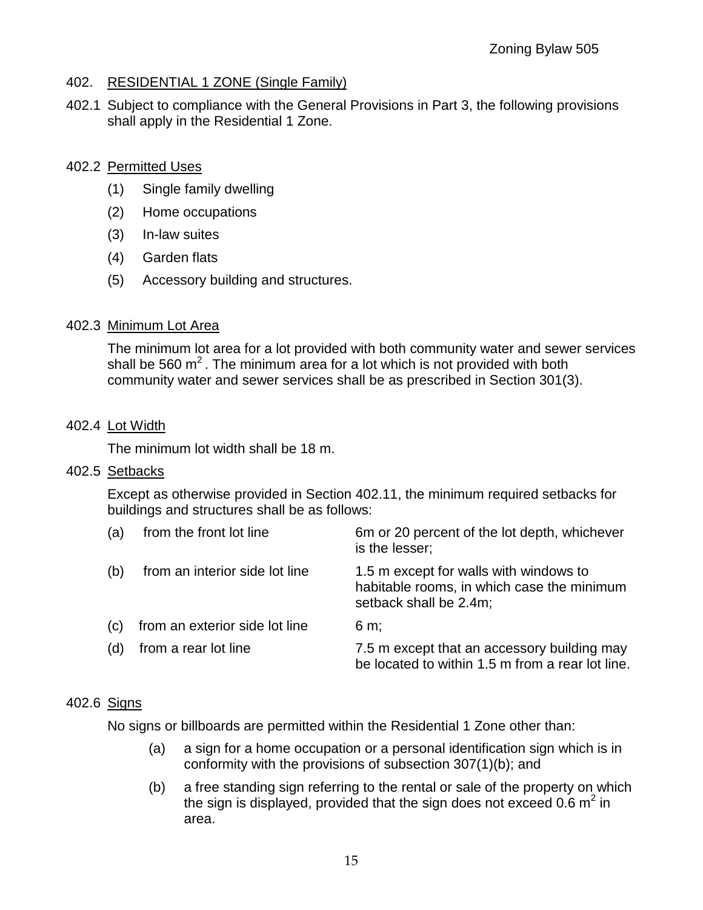## 402. RESIDENTIAL 1 ZONE (Single Family)

402.1 Subject to compliance with the General Provisions in Part 3, the following provisions shall apply in the Residential 1 Zone.

### 402.2 Permitted Uses

(1) Single family dwelling

(2) Home occupations

(3) In-law suites

(4) Garden flats

(5) Accessory building and structures.

### 402.3 Minimum Lot Area

The minimum lot area for a lot provided with both community water and sewer services shall be 560 $m^2$. The minimum area for a lot which is not provided with both community water and sewer services shall be as prescribed in Section 301(3).

### 402.4 Lot Width

The minimum lot width shall be 18 m.

### 402.5 Setbacks

Except as otherwise provided in Section 402.11, the minimum required setbacks for buildings and structures shall be as follows:

| | | |
|---|---|---|
| (a) | from the front lot line | 6m or 20 percent of the lot depth, whichever is the lesser; |
| (b) | from an interior side lot line | 1.5 m except for walls with windows to habitable rooms, in which case the minimum setback shall be 2.4m; |
| (c) | from an exterior side lot line | 6 m; |
| (d) | from a rear lot line | 7.5 m except that an accessory building may be located to within 1.5 m from a rear lot line. |

### 402.6 Signs

No signs or billboards are permitted within the Residential 1 Zone other than:

(a) a sign for a home occupation or a personal identification sign which is in conformity with the provisions of subsection 307(1)(b); and

(b) a free standing sign referring to the rental or sale of the property on which the sign is displayed, provided that the sign does not exceed 0.6 $m^2$ in area.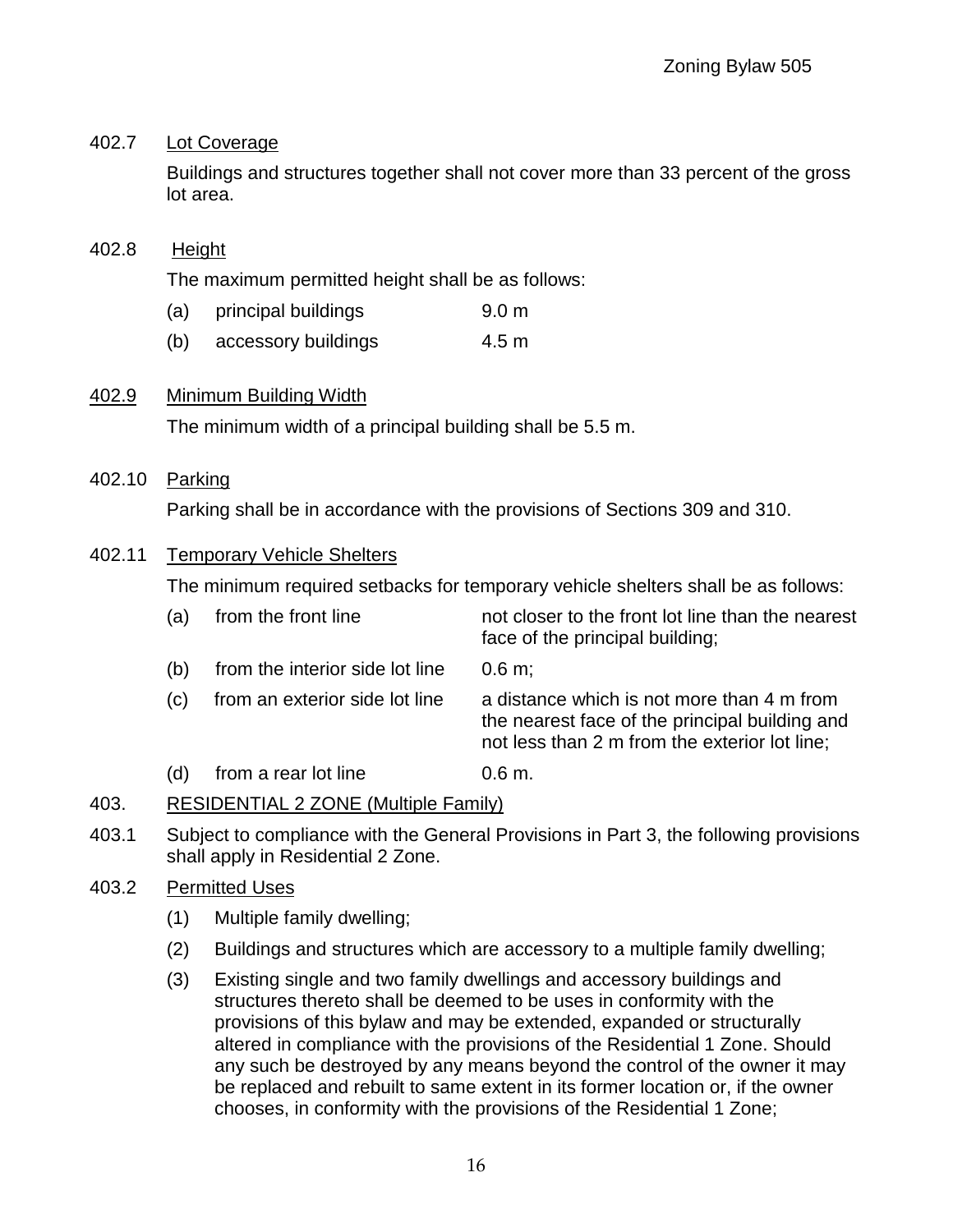402.7 Lot Coverage

Buildings and structures together shall not cover more than 33 percent of the gross lot area.

402.8 Height

The maximum permitted height shall be as follows:

(a) principal buildings 9.0 m

(b) accessory buildings 4.5 m

402.9 Minimum Building Width

The minimum width of a principal building shall be 5.5 m.

402.10 Parking

Parking shall be in accordance with the provisions of Sections 309 and 310.

402.11 Temporary Vehicle Shelters

The minimum required setbacks for temporary vehicle shelters shall be as follows:

(a) from the front line — not closer to the front lot line than the nearest face of the principal building;

(b) from the interior side lot line — 0.6 m;

(c) from an exterior side lot line — a distance which is not more than 4 m from the nearest face of the principal building and not less than 2 m from the exterior lot line;

(d) from a rear lot line — 0.6 m.

403. RESIDENTIAL 2 ZONE (Multiple Family)

403.1 Subject to compliance with the General Provisions in Part 3, the following provisions shall apply in Residential 2 Zone.

403.2 Permitted Uses

(1) Multiple family dwelling;

(2) Buildings and structures which are accessory to a multiple family dwelling;

(3) Existing single and two family dwellings and accessory buildings and structures thereto shall be deemed to be uses in conformity with the provisions of this bylaw and may be extended, expanded or structurally altered in compliance with the provisions of the Residential 1 Zone. Should any such be destroyed by any means beyond the control of the owner it may be replaced and rebuilt to same extent in its former location or, if the owner chooses, in conformity with the provisions of the Residential 1 Zone;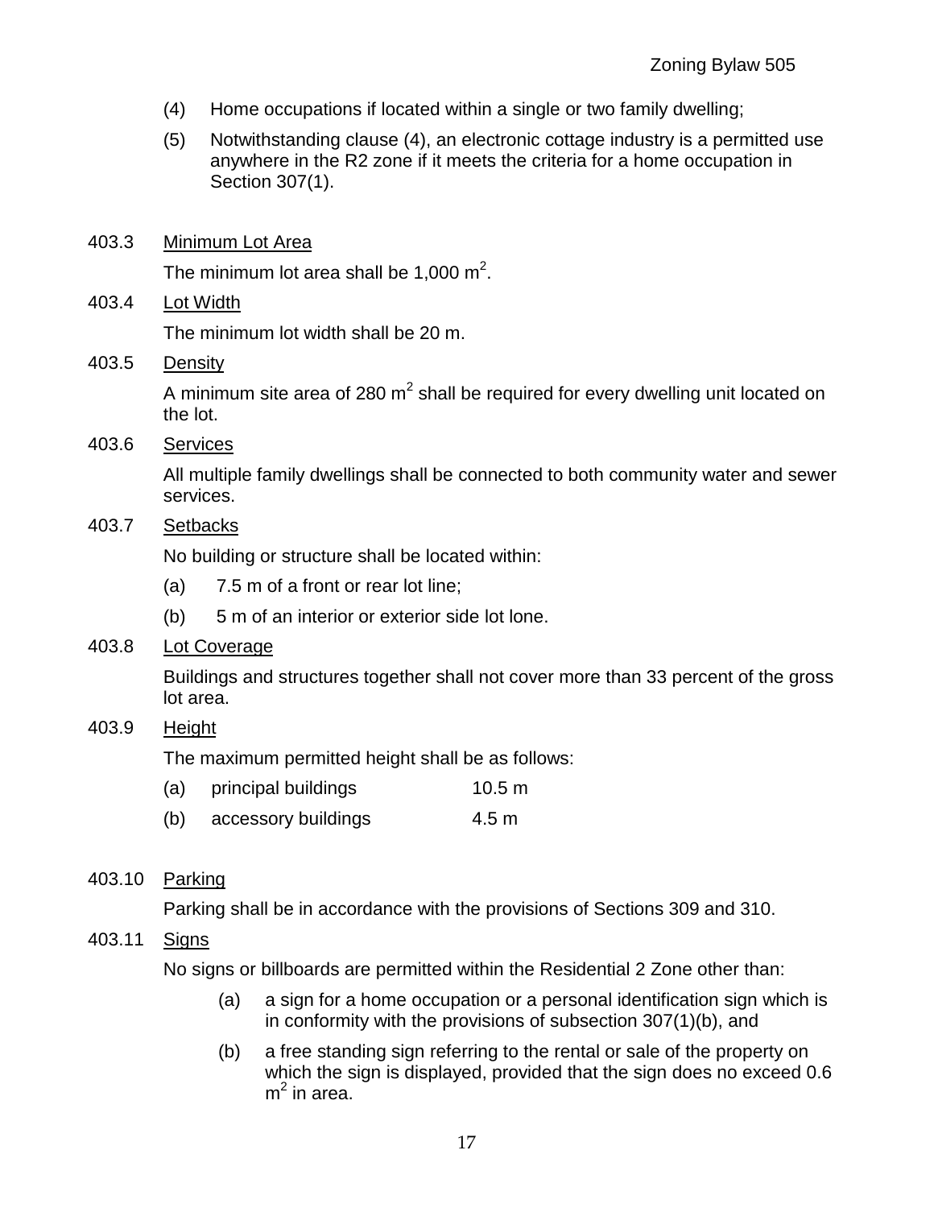(4) Home occupations if located within a single or two family dwelling;

(5) Notwithstanding clause (4), an electronic cottage industry is a permitted use anywhere in the R2 zone if it meets the criteria for a home occupation in Section 307(1).

403.3 Minimum Lot Area

The minimum lot area shall be 1,000 $m^2$.

403.4 Lot Width

The minimum lot width shall be 20 m.

403.5 Density

A minimum site area of 280 $m^2$ shall be required for every dwelling unit located on the lot.

403.6 Services

All multiple family dwellings shall be connected to both community water and sewer services.

403.7 Setbacks

No building or structure shall be located within:

(a) 7.5 m of a front or rear lot line;

(b) 5 m of an interior or exterior side lot lone.

403.8 Lot Coverage

Buildings and structures together shall not cover more than 33 percent of the gross lot area.

403.9 Height

The maximum permitted height shall be as follows:

(a) principal buildings 10.5 m

(b) accessory buildings 4.5 m

403.10 Parking

Parking shall be in accordance with the provisions of Sections 309 and 310.

403.11 Signs

No signs or billboards are permitted within the Residential 2 Zone other than:

(a) a sign for a home occupation or a personal identification sign which is in conformity with the provisions of subsection 307(1)(b), and

(b) a free standing sign referring to the rental or sale of the property on which the sign is displayed, provided that the sign does no exceed 0.6 $m^2$ in area.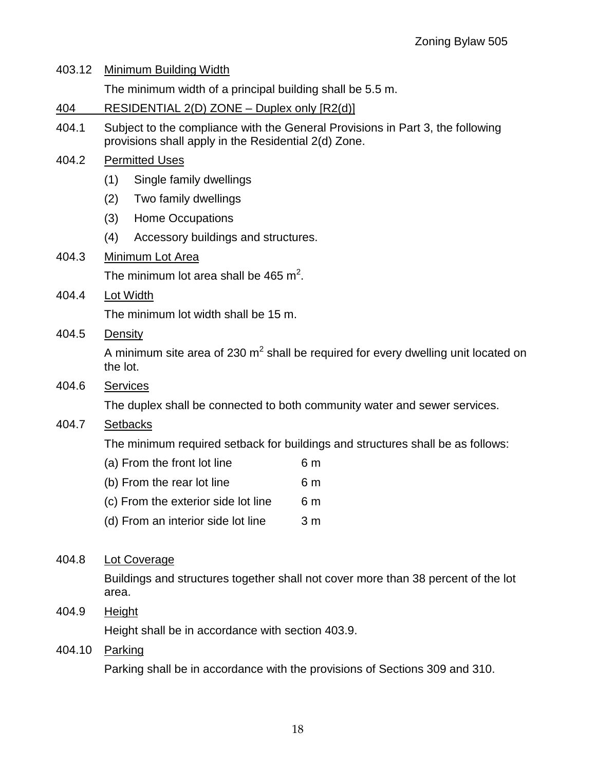403.12 Minimum Building Width

The minimum width of a principal building shall be 5.5 m.

## 404 RESIDENTIAL 2(D) ZONE – Duplex only [R2(d)]

404.1 Subject to the compliance with the General Provisions in Part 3, the following provisions shall apply in the Residential 2(d) Zone.

404.2 Permitted Uses

(1) Single family dwellings

(2) Two family dwellings

(3) Home Occupations

(4) Accessory buildings and structures.

404.3 Minimum Lot Area

The minimum lot area shall be 465 $m^2$.

404.4 Lot Width

The minimum lot width shall be 15 m.

404.5 Density

A minimum site area of 230 $m^2$ shall be required for every dwelling unit located on the lot.

404.6 Services

The duplex shall be connected to both community water and sewer services.

404.7 Setbacks

The minimum required setback for buildings and structures shall be as follows:

| | |
|---|---|
| (a) From the front lot line | 6 m |
| (b) From the rear lot line | 6 m |
| (c) From the exterior side lot line | 6 m |
| (d) From an interior side lot line | 3 m |

404.8 Lot Coverage

Buildings and structures together shall not cover more than 38 percent of the lot area.

404.9 Height

Height shall be in accordance with section 403.9.

404.10 Parking

Parking shall be in accordance with the provisions of Sections 309 and 310.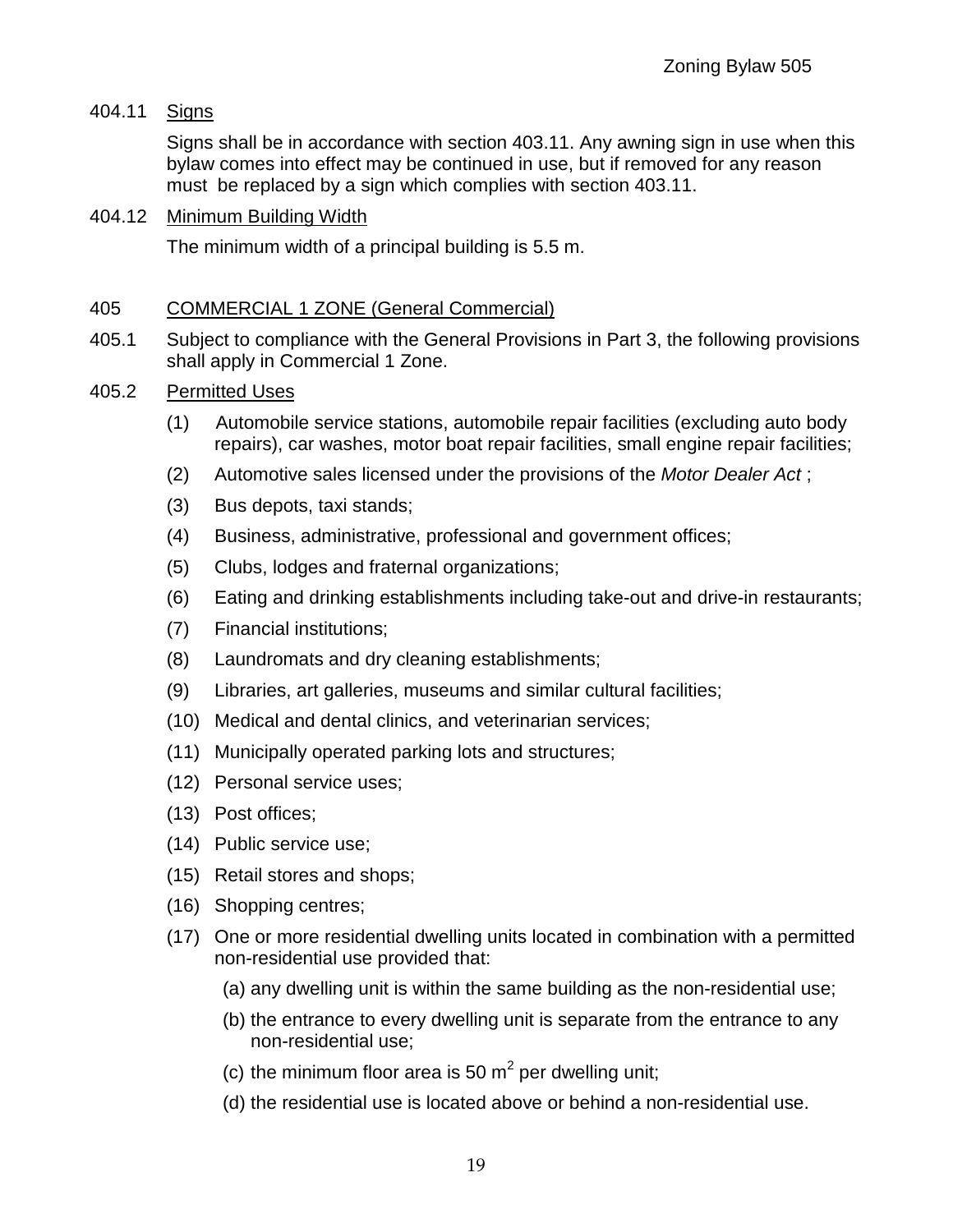404.11 Signs

Signs shall be in accordance with section 403.11. Any awning sign in use when this bylaw comes into effect may be continued in use, but if removed for any reason must be replaced by a sign which complies with section 403.11.

404.12 Minimum Building Width

The minimum width of a principal building is 5.5 m.

## 405 COMMERCIAL 1 ZONE (General Commercial)

405.1 Subject to compliance with the General Provisions in Part 3, the following provisions shall apply in Commercial 1 Zone.

405.2 Permitted Uses

(1) Automobile service stations, automobile repair facilities (excluding auto body repairs), car washes, motor boat repair facilities, small engine repair facilities;

(2) Automotive sales licensed under the provisions of the *Motor Dealer Act* ;

(3) Bus depots, taxi stands;

(4) Business, administrative, professional and government offices;

(5) Clubs, lodges and fraternal organizations;

(6) Eating and drinking establishments including take-out and drive-in restaurants;

(7) Financial institutions;

(8) Laundromats and dry cleaning establishments;

(9) Libraries, art galleries, museums and similar cultural facilities;

(10) Medical and dental clinics, and veterinarian services;

(11) Municipally operated parking lots and structures;

(12) Personal service uses;

(13) Post offices;

(14) Public service use;

(15) Retail stores and shops;

(16) Shopping centres;

(17) One or more residential dwelling units located in combination with a permitted non-residential use provided that:

(a) any dwelling unit is within the same building as the non-residential use;

(b) the entrance to every dwelling unit is separate from the entrance to any non-residential use;

(c) the minimum floor area is 50 $m^2$ per dwelling unit;

(d) the residential use is located above or behind a non-residential use.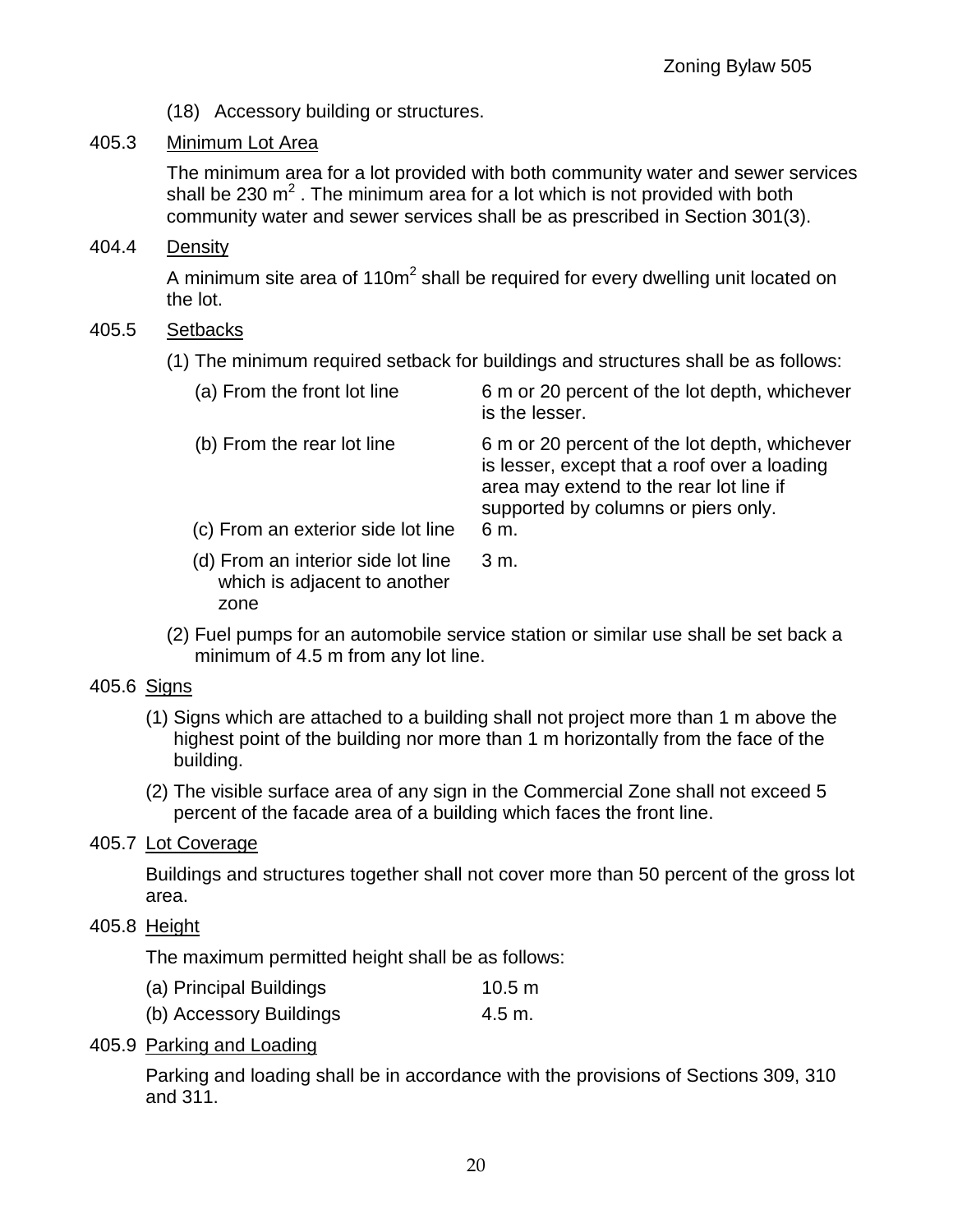(18) Accessory building or structures.

405.3 Minimum Lot Area

The minimum area for a lot provided with both community water and sewer services shall be 230 $m^2$ . The minimum area for a lot which is not provided with both community water and sewer services shall be as prescribed in Section 301(3).

404.4 Density

A minimum site area of $110m^2$ shall be required for every dwelling unit located on the lot.

405.5 Setbacks

(1) The minimum required setback for buildings and structures shall be as follows:

| | |
|---|---|
| (a) From the front lot line | 6 m or 20 percent of the lot depth, whichever is the lesser. |
| (b) From the rear lot line | 6 m or 20 percent of the lot depth, whichever is lesser, except that a roof over a loading area may extend to the rear lot line if supported by columns or piers only. |
| (c) From an exterior side lot line | 6 m. |
| (d) From an interior side lot line which is adjacent to another zone | 3 m. |

(2) Fuel pumps for an automobile service station or similar use shall be set back a minimum of 4.5 m from any lot line.

405.6 Signs

(1) Signs which are attached to a building shall not project more than 1 m above the highest point of the building nor more than 1 m horizontally from the face of the building.

(2) The visible surface area of any sign in the Commercial Zone shall not exceed 5 percent of the facade area of a building which faces the front line.

405.7 Lot Coverage

Buildings and structures together shall not cover more than 50 percent of the gross lot area.

405.8 Height

The maximum permitted height shall be as follows:

| | |
|---|---|
| (a) Principal Buildings | 10.5 m |
| (b) Accessory Buildings | 4.5 m. |

405.9 Parking and Loading

Parking and loading shall be in accordance with the provisions of Sections 309, 310 and 311.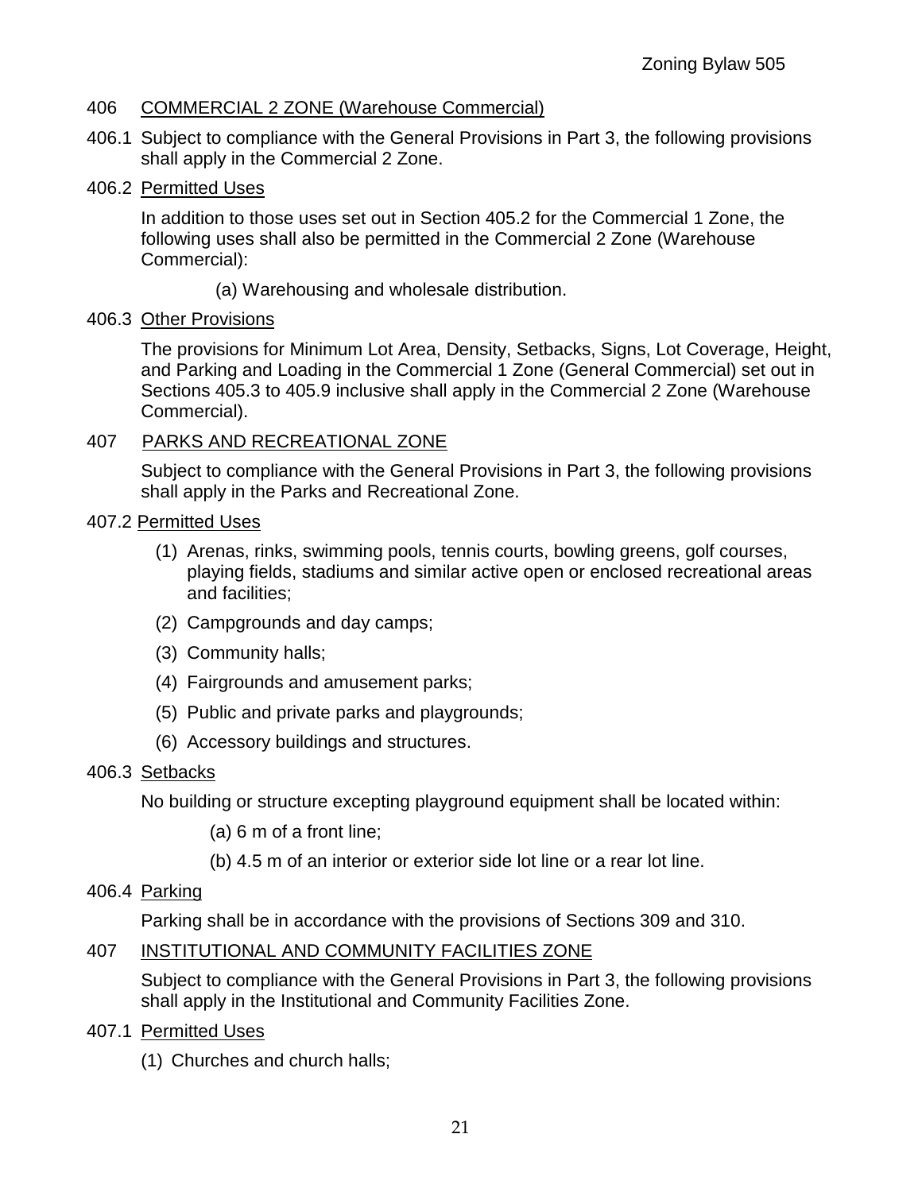## 406 COMMERCIAL 2 ZONE (Warehouse Commercial)

406.1 Subject to compliance with the General Provisions in Part 3, the following provisions shall apply in the Commercial 2 Zone.

406.2 Permitted Uses

In addition to those uses set out in Section 405.2 for the Commercial 1 Zone, the following uses shall also be permitted in the Commercial 2 Zone (Warehouse Commercial):

(a) Warehousing and wholesale distribution.

406.3 Other Provisions

The provisions for Minimum Lot Area, Density, Setbacks, Signs, Lot Coverage, Height, and Parking and Loading in the Commercial 1 Zone (General Commercial) set out in Sections 405.3 to 405.9 inclusive shall apply in the Commercial 2 Zone (Warehouse Commercial).

## 407 PARKS AND RECREATIONAL ZONE

Subject to compliance with the General Provisions in Part 3, the following provisions shall apply in the Parks and Recreational Zone.

407.2 Permitted Uses

(1) Arenas, rinks, swimming pools, tennis courts, bowling greens, golf courses, playing fields, stadiums and similar active open or enclosed recreational areas and facilities;

(2) Campgrounds and day camps;

(3) Community halls;

(4) Fairgrounds and amusement parks;

(5) Public and private parks and playgrounds;

(6) Accessory buildings and structures.

406.3 Setbacks

No building or structure excepting playground equipment shall be located within:

(a) 6 m of a front line;

(b) 4.5 m of an interior or exterior side lot line or a rear lot line.

406.4 Parking

Parking shall be in accordance with the provisions of Sections 309 and 310.

## 407 INSTITUTIONAL AND COMMUNITY FACILITIES ZONE

Subject to compliance with the General Provisions in Part 3, the following provisions shall apply in the Institutional and Community Facilities Zone.

407.1 Permitted Uses

(1) Churches and church halls;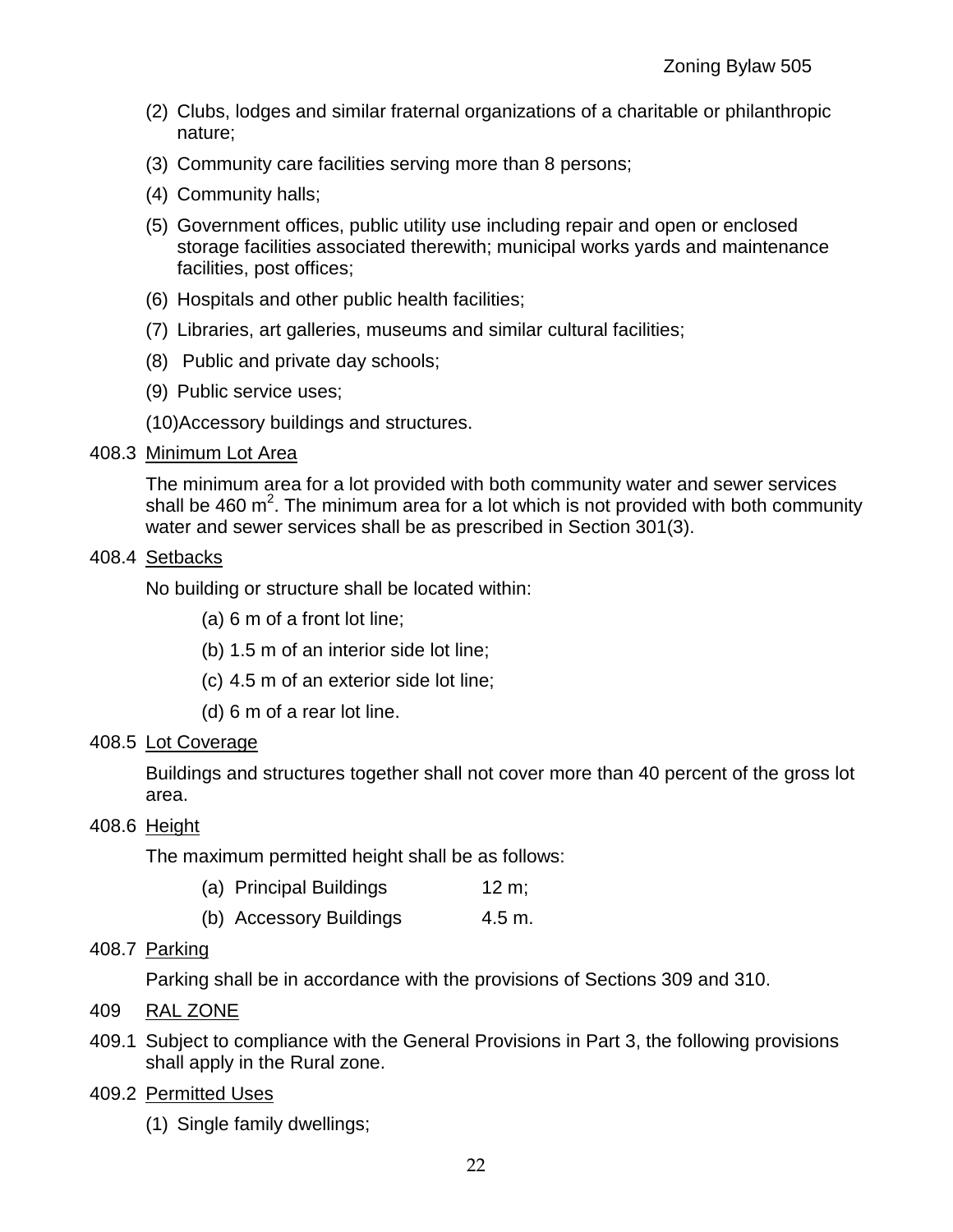(2) Clubs, lodges and similar fraternal organizations of a charitable or philanthropic nature;

(3) Community care facilities serving more than 8 persons;

(4) Community halls;

(5) Government offices, public utility use including repair and open or enclosed storage facilities associated therewith; municipal works yards and maintenance facilities, post offices;

(6) Hospitals and other public health facilities;

(7) Libraries, art galleries, museums and similar cultural facilities;

(8) Public and private day schools;

(9) Public service uses;

(10) Accessory buildings and structures.

408.3 Minimum Lot Area

The minimum area for a lot provided with both community water and sewer services shall be 460 $m^2$. The minimum area for a lot which is not provided with both community water and sewer services shall be as prescribed in Section 301(3).

408.4 Setbacks

No building or structure shall be located within:

(a) 6 m of a front lot line;

(b) 1.5 m of an interior side lot line;

(c) 4.5 m of an exterior side lot line;

(d) 6 m of a rear lot line.

408.5 Lot Coverage

Buildings and structures together shall not cover more than 40 percent of the gross lot area.

408.6 Height

The maximum permitted height shall be as follows:

(a) Principal Buildings 12 m;

(b) Accessory Buildings 4.5 m.

408.7 Parking

Parking shall be in accordance with the provisions of Sections 309 and 310.

## 409 RAL ZONE

409.1 Subject to compliance with the General Provisions in Part 3, the following provisions shall apply in the Rural zone.

409.2 Permitted Uses

(1) Single family dwellings;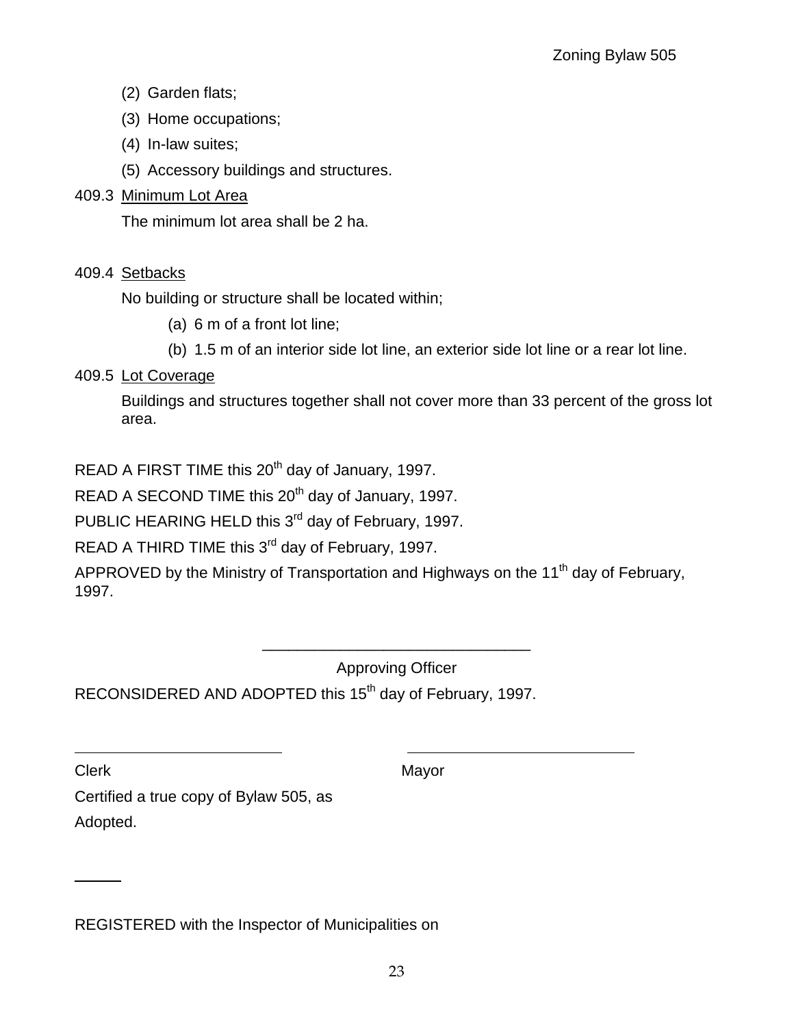(2) Garden flats;

(3) Home occupations;

(4) In-law suites;

(5) Accessory buildings and structures.

409.3 Minimum Lot Area

The minimum lot area shall be 2 ha.

409.4 Setbacks

No building or structure shall be located within;

(a) 6 m of a front lot line;

(b) 1.5 m of an interior side lot line, an exterior side lot line or a rear lot line.

409.5 Lot Coverage

Buildings and structures together shall not cover more than 33 percent of the gross lot area.

READ A FIRST TIME this 20th day of January, 1997.

READ A SECOND TIME this 20th day of January, 1997.

PUBLIC HEARING HELD this 3rd day of February, 1997.

READ A THIRD TIME this 3rd day of February, 1997.

APPROVED by the Ministry of Transportation and Highways on the 11th day of February, 1997.

\_\_\_\_\_\_\_\_\_\_\_\_\_\_\_\_\_\_\_\_\_\_\_\_\_\_\_\_\_\_

Approving Officer

RECONSIDERED AND ADOPTED this 15th day of February, 1997.

\_\_\_\_\_\_\_\_\_\_\_\_\_\_\_\_\_\_\_\_\_\_\_\_\_ \_\_\_\_\_\_\_\_\_\_\_\_\_\_\_\_\_\_\_\_\_\_\_\_\_\_\_\_

Clerk Mayor

Certified a true copy of Bylaw 505, as Adopted.

\_\_\_\_\_

REGISTERED with the Inspector of Municipalities on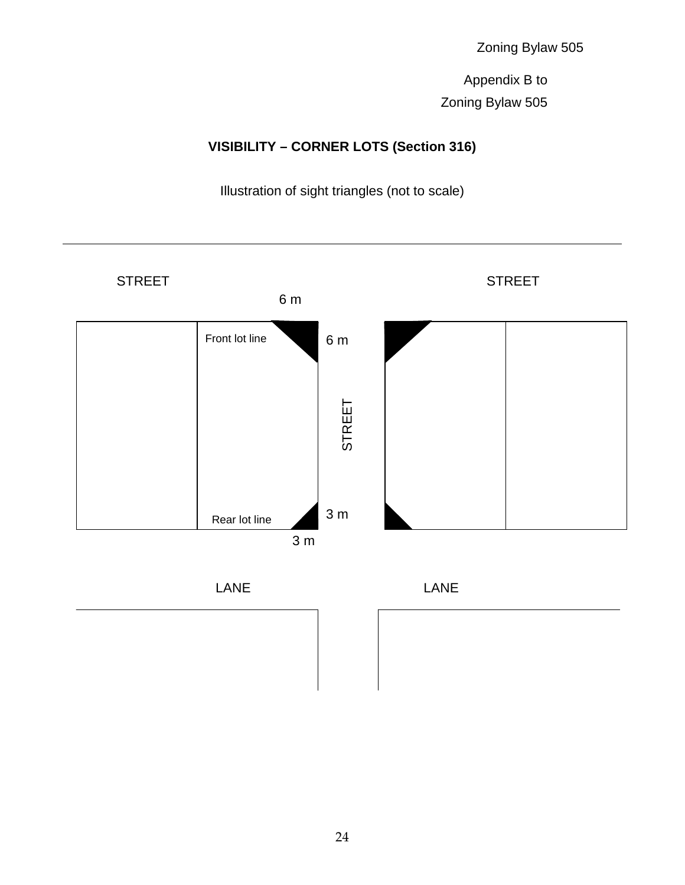Appendix B to
Zoning Bylaw 505

**VISIBILITY – CORNER LOTS (Section 316)**

Illustration of sight triangles (not to scale)

STREET

STREET

6 m

Front lot line

6 m

STREET

3 m

Rear lot line

3 m

LANE

LANE